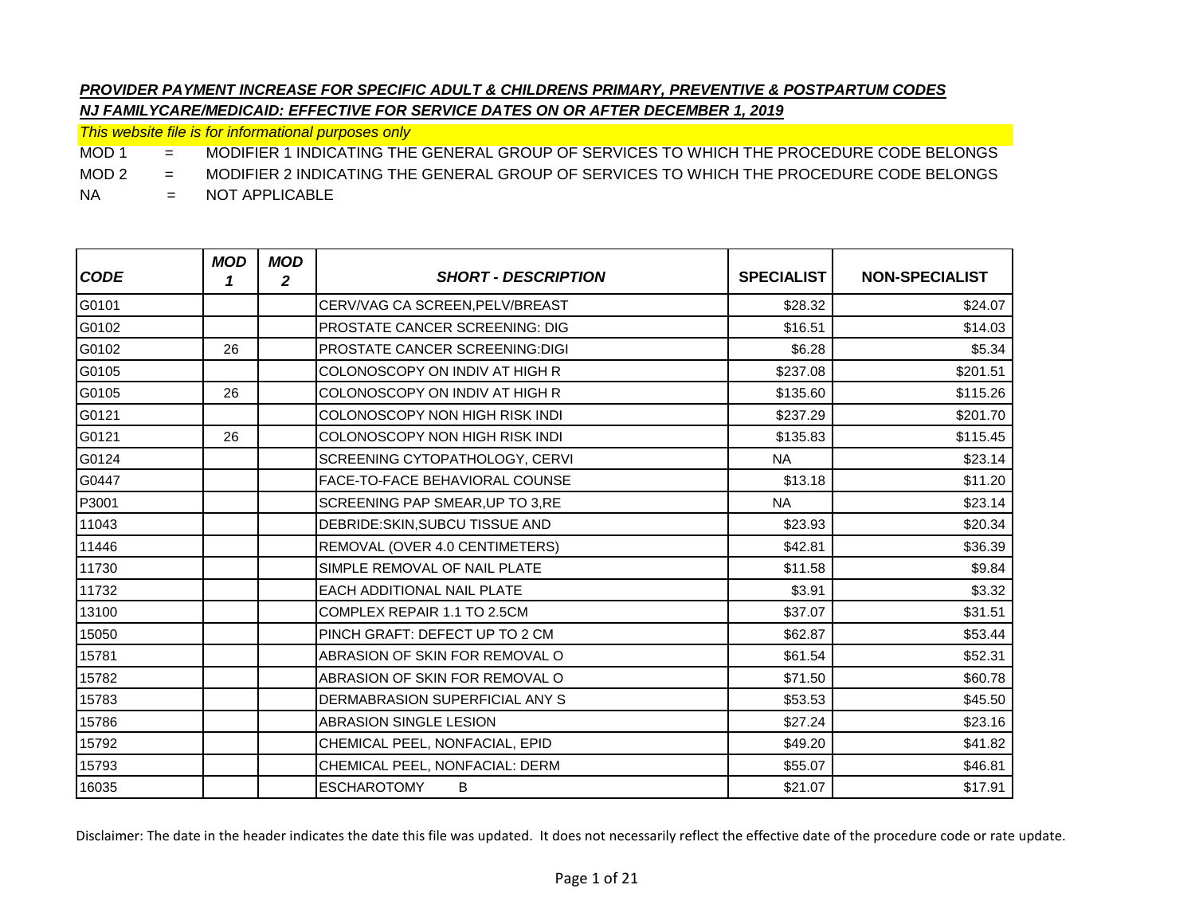***PROVIDER PAYMENT INCREASE FOR SPECIFIC ADULT & CHILDRENS PRIMARY, PREVENTIVE & POSTPARTUM CODES***

***NJ FAMILYCARE/MEDICAID: EFFECTIVE FOR SERVICE DATES ON OR AFTER DECEMBER 1, 2019***

*This website file is for informational purposes only*

MOD 1 = MODIFIER 1 INDICATING THE GENERAL GROUP OF SERVICES TO WHICH THE PROCEDURE CODE BELONGS

MOD 2 = MODIFIER 2 INDICATING THE GENERAL GROUP OF SERVICES TO WHICH THE PROCEDURE CODE BELONGS

NA = NOT APPLICABLE

| ***CODE*** | ***MOD 1*** | ***MOD 2*** | ***SHORT - DESCRIPTION*** | **SPECIALIST** | **NON-SPECIALIST** |
|---|---|---|---|---|---|
| G0101 | | | CERV/VAG CA SCREEN,PELV/BREAST | $28.32 | $24.07 |
| G0102 | | | PROSTATE CANCER SCREENING: DIG | $16.51 | $14.03 |
| G0102 | 26 | | PROSTATE CANCER SCREENING:DIGI | $6.28 | $5.34 |
| G0105 | | | COLONOSCOPY ON INDIV AT HIGH R | $237.08 | $201.51 |
| G0105 | 26 | | COLONOSCOPY ON INDIV AT HIGH R | $135.60 | $115.26 |
| G0121 | | | COLONOSCOPY NON HIGH RISK INDI | $237.29 | $201.70 |
| G0121 | 26 | | COLONOSCOPY NON HIGH RISK INDI | $135.83 | $115.45 |
| G0124 | | | SCREENING CYTOPATHOLOGY, CERVI | NA | $23.14 |
| G0447 | | | FACE-TO-FACE BEHAVIORAL COUNSE | $13.18 | $11.20 |
| P3001 | | | SCREENING PAP SMEAR,UP TO 3,RE | NA | $23.14 |
| 11043 | | | DEBRIDE:SKIN,SUBCU TISSUE AND | $23.93 | $20.34 |
| 11446 | | | REMOVAL (OVER 4.0 CENTIMETERS) | $42.81 | $36.39 |
| 11730 | | | SIMPLE REMOVAL OF NAIL PLATE | $11.58 | $9.84 |
| 11732 | | | EACH ADDITIONAL NAIL PLATE | $3.91 | $3.32 |
| 13100 | | | COMPLEX REPAIR 1.1 TO 2.5CM | $37.07 | $31.51 |
| 15050 | | | PINCH GRAFT: DEFECT UP TO 2 CM | $62.87 | $53.44 |
| 15781 | | | ABRASION OF SKIN FOR REMOVAL O | $61.54 | $52.31 |
| 15782 | | | ABRASION OF SKIN FOR REMOVAL O | $71.50 | $60.78 |
| 15783 | | | DERMABRASION SUPERFICIAL ANY S | $53.53 | $45.50 |
| 15786 | | | ABRASION SINGLE LESION | $27.24 | $23.16 |
| 15792 | | | CHEMICAL PEEL, NONFACIAL, EPID | $49.20 | $41.82 |
| 15793 | | | CHEMICAL PEEL, NONFACIAL: DERM | $55.07 | $46.81 |
| 16035 | | | ESCHAROTOMY B | $21.07 | $17.91 |

Disclaimer: The date in the header indicates the date this file was updated. It does not necessarily reflect the effective date of the procedure code or rate update.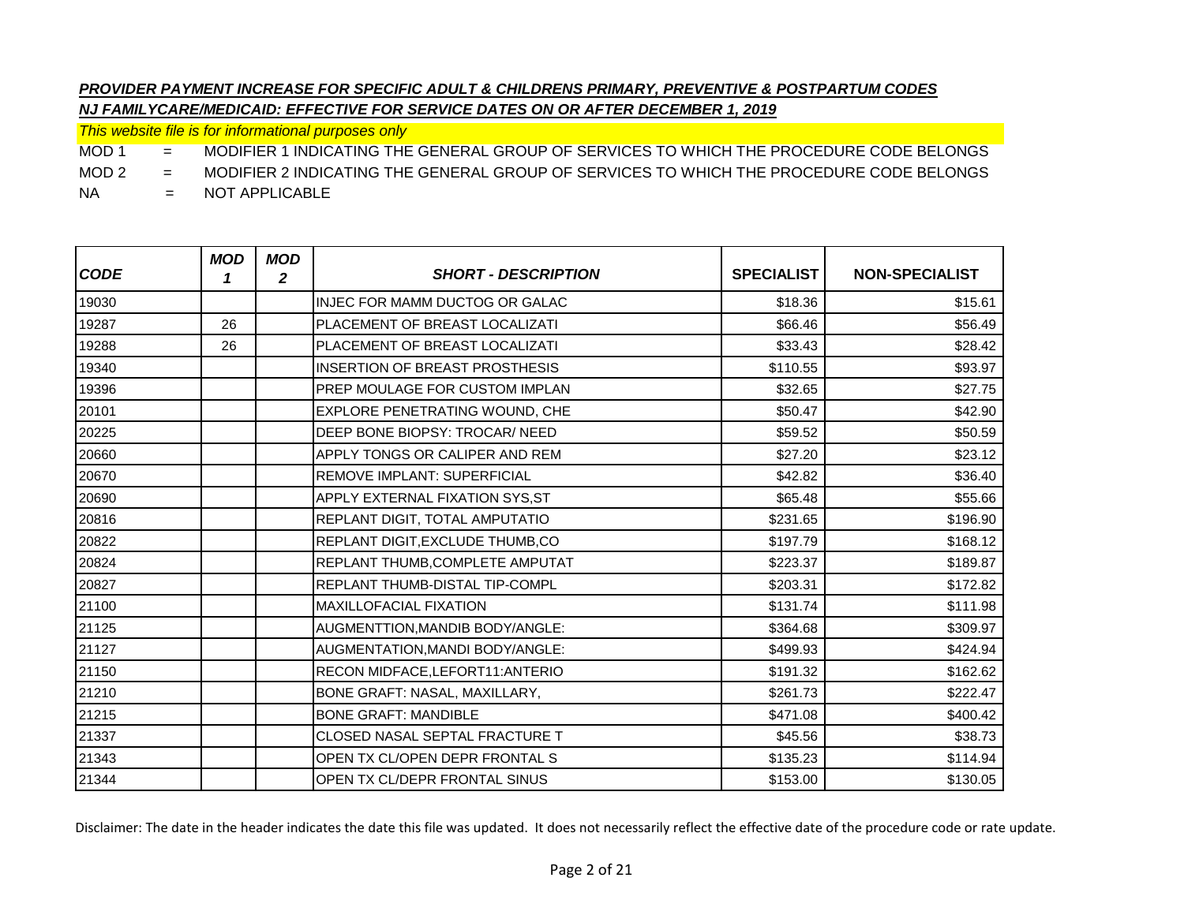***PROVIDER PAYMENT INCREASE FOR SPECIFIC ADULT & CHILDRENS PRIMARY, PREVENTIVE & POSTPARTUM CODES***

***NJ FAMILYCARE/MEDICAID: EFFECTIVE FOR SERVICE DATES ON OR AFTER DECEMBER 1, 2019***

*This website file is for informational purposes only*

MOD 1 = MODIFIER 1 INDICATING THE GENERAL GROUP OF SERVICES TO WHICH THE PROCEDURE CODE BELONGS

MOD 2 = MODIFIER 2 INDICATING THE GENERAL GROUP OF SERVICES TO WHICH THE PROCEDURE CODE BELONGS

NA = NOT APPLICABLE

| ***CODE*** | ***MOD 1*** | ***MOD 2*** | ***SHORT - DESCRIPTION*** | **SPECIALIST** | **NON-SPECIALIST** |
|---|---|---|---|---|---|
| 19030 | | | INJEC FOR MAMM DUCTOG OR GALAC | $18.36 | $15.61 |
| 19287 | 26 | | PLACEMENT OF BREAST LOCALIZATI | $66.46 | $56.49 |
| 19288 | 26 | | PLACEMENT OF BREAST LOCALIZATI | $33.43 | $28.42 |
| 19340 | | | INSERTION OF BREAST PROSTHESIS | $110.55 | $93.97 |
| 19396 | | | PREP MOULAGE FOR CUSTOM IMPLAN | $32.65 | $27.75 |
| 20101 | | | EXPLORE PENETRATING WOUND, CHE | $50.47 | $42.90 |
| 20225 | | | DEEP BONE BIOPSY: TROCAR/ NEED | $59.52 | $50.59 |
| 20660 | | | APPLY TONGS OR CALIPER AND REM | $27.20 | $23.12 |
| 20670 | | | REMOVE IMPLANT: SUPERFICIAL | $42.82 | $36.40 |
| 20690 | | | APPLY EXTERNAL FIXATION SYS,ST | $65.48 | $55.66 |
| 20816 | | | REPLANT DIGIT, TOTAL AMPUTATIO | $231.65 | $196.90 |
| 20822 | | | REPLANT DIGIT,EXCLUDE THUMB,CO | $197.79 | $168.12 |
| 20824 | | | REPLANT THUMB,COMPLETE AMPUTAT | $223.37 | $189.87 |
| 20827 | | | REPLANT THUMB-DISTAL TIP-COMPL | $203.31 | $172.82 |
| 21100 | | | MAXILLOFACIAL FIXATION | $131.74 | $111.98 |
| 21125 | | | AUGMENTTION,MANDIB BODY/ANGLE: | $364.68 | $309.97 |
| 21127 | | | AUGMENTATION,MANDI BODY/ANGLE: | $499.93 | $424.94 |
| 21150 | | | RECON MIDFACE,LEFORT11:ANTERIO | $191.32 | $162.62 |
| 21210 | | | BONE GRAFT: NASAL, MAXILLARY, | $261.73 | $222.47 |
| 21215 | | | BONE GRAFT: MANDIBLE | $471.08 | $400.42 |
| 21337 | | | CLOSED NASAL SEPTAL FRACTURE T | $45.56 | $38.73 |
| 21343 | | | OPEN TX CL/OPEN DEPR FRONTAL S | $135.23 | $114.94 |
| 21344 | | | OPEN TX CL/DEPR FRONTAL SINUS | $153.00 | $130.05 |

Disclaimer: The date in the header indicates the date this file was updated. It does not necessarily reflect the effective date of the procedure code or rate update.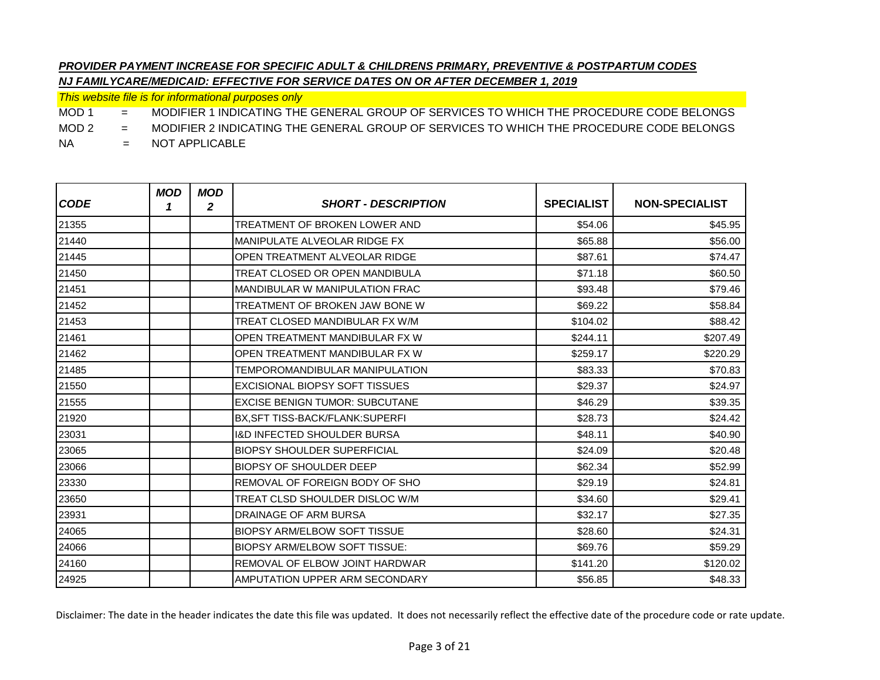***PROVIDER PAYMENT INCREASE FOR SPECIFIC ADULT & CHILDRENS PRIMARY, PREVENTIVE & POSTPARTUM CODES***

***NJ FAMILYCARE/MEDICAID: EFFECTIVE FOR SERVICE DATES ON OR AFTER DECEMBER 1, 2019***

*This website file is for informational purposes only*

MOD 1 = MODIFIER 1 INDICATING THE GENERAL GROUP OF SERVICES TO WHICH THE PROCEDURE CODE BELONGS

MOD 2 = MODIFIER 2 INDICATING THE GENERAL GROUP OF SERVICES TO WHICH THE PROCEDURE CODE BELONGS

NA = NOT APPLICABLE

| *CODE* | *MOD 1* | *MOD 2* | *SHORT - DESCRIPTION* | SPECIALIST | NON-SPECIALIST |
|---|---|---|---|---|---|
| 21355 | | | TREATMENT OF BROKEN LOWER AND | $54.06 | $45.95 |
| 21440 | | | MANIPULATE ALVEOLAR RIDGE FX | $65.88 | $56.00 |
| 21445 | | | OPEN TREATMENT ALVEOLAR RIDGE | $87.61 | $74.47 |
| 21450 | | | TREAT CLOSED OR OPEN MANDIBULA | $71.18 | $60.50 |
| 21451 | | | MANDIBULAR W MANIPULATION FRAC | $93.48 | $79.46 |
| 21452 | | | TREATMENT OF BROKEN JAW BONE W | $69.22 | $58.84 |
| 21453 | | | TREAT CLOSED MANDIBULAR FX W/M | $104.02 | $88.42 |
| 21461 | | | OPEN TREATMENT MANDIBULAR FX W | $244.11 | $207.49 |
| 21462 | | | OPEN TREATMENT MANDIBULAR FX W | $259.17 | $220.29 |
| 21485 | | | TEMPOROMANDIBULAR MANIPULATION | $83.33 | $70.83 |
| 21550 | | | EXCISIONAL BIOPSY SOFT TISSUES | $29.37 | $24.97 |
| 21555 | | | EXCISE BENIGN TUMOR: SUBCUTANE | $46.29 | $39.35 |
| 21920 | | | BX,SFT TISS-BACK/FLANK:SUPERFI | $28.73 | $24.42 |
| 23031 | | | I&D INFECTED SHOULDER BURSA | $48.11 | $40.90 |
| 23065 | | | BIOPSY SHOULDER SUPERFICIAL | $24.09 | $20.48 |
| 23066 | | | BIOPSY OF SHOULDER DEEP | $62.34 | $52.99 |
| 23330 | | | REMOVAL OF FOREIGN BODY OF SHO | $29.19 | $24.81 |
| 23650 | | | TREAT CLSD SHOULDER DISLOC W/M | $34.60 | $29.41 |
| 23931 | | | DRAINAGE OF ARM BURSA | $32.17 | $27.35 |
| 24065 | | | BIOPSY ARM/ELBOW SOFT TISSUE | $28.60 | $24.31 |
| 24066 | | | BIOPSY ARM/ELBOW SOFT TISSUE: | $69.76 | $59.29 |
| 24160 | | | REMOVAL OF ELBOW JOINT HARDWAR | $141.20 | $120.02 |
| 24925 | | | AMPUTATION UPPER ARM SECONDARY | $56.85 | $48.33 |

Disclaimer: The date in the header indicates the date this file was updated. It does not necessarily reflect the effective date of the procedure code or rate update.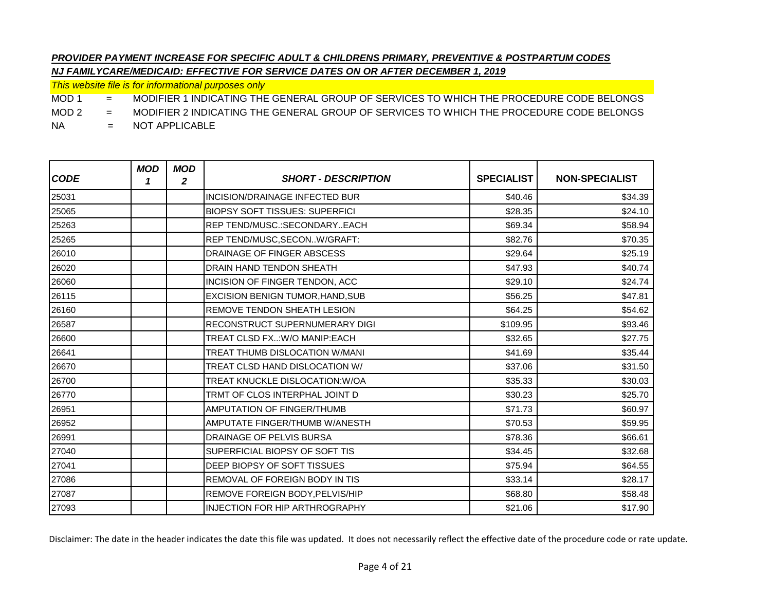***PROVIDER PAYMENT INCREASE FOR SPECIFIC ADULT & CHILDRENS PRIMARY, PREVENTIVE & POSTPARTUM CODES***

***NJ FAMILYCARE/MEDICAID: EFFECTIVE FOR SERVICE DATES ON OR AFTER DECEMBER 1, 2019***

*This website file is for informational purposes only*

MOD 1 = MODIFIER 1 INDICATING THE GENERAL GROUP OF SERVICES TO WHICH THE PROCEDURE CODE BELONGS

MOD 2 = MODIFIER 2 INDICATING THE GENERAL GROUP OF SERVICES TO WHICH THE PROCEDURE CODE BELONGS

NA = NOT APPLICABLE

| *CODE* | *MOD 1* | *MOD 2* | *SHORT - DESCRIPTION* | SPECIALIST | NON-SPECIALIST |
|---|---|---|---|---|---|
| 25031 | | | INCISION/DRAINAGE INFECTED BUR | $40.46 | $34.39 |
| 25065 | | | BIOPSY SOFT TISSUES: SUPERFICI | $28.35 | $24.10 |
| 25263 | | | REP TEND/MUSC.:SECONDARY..EACH | $69.34 | $58.94 |
| 25265 | | | REP TEND/MUSC,SECON..W/GRAFT: | $82.76 | $70.35 |
| 26010 | | | DRAINAGE OF FINGER ABSCESS | $29.64 | $25.19 |
| 26020 | | | DRAIN HAND TENDON SHEATH | $47.93 | $40.74 |
| 26060 | | | INCISION OF FINGER TENDON, ACC | $29.10 | $24.74 |
| 26115 | | | EXCISION BENIGN TUMOR,HAND,SUB | $56.25 | $47.81 |
| 26160 | | | REMOVE TENDON SHEATH LESION | $64.25 | $54.62 |
| 26587 | | | RECONSTRUCT SUPERNUMERARY DIGI | $109.95 | $93.46 |
| 26600 | | | TREAT CLSD FX..:W/O MANIP:EACH | $32.65 | $27.75 |
| 26641 | | | TREAT THUMB DISLOCATION W/MANI | $41.69 | $35.44 |
| 26670 | | | TREAT CLSD HAND DISLOCATION W/ | $37.06 | $31.50 |
| 26700 | | | TREAT KNUCKLE DISLOCATION:W/OA | $35.33 | $30.03 |
| 26770 | | | TRMT OF CLOS INTERPHAL JOINT D | $30.23 | $25.70 |
| 26951 | | | AMPUTATION OF FINGER/THUMB | $71.73 | $60.97 |
| 26952 | | | AMPUTATE FINGER/THUMB W/ANESTH | $70.53 | $59.95 |
| 26991 | | | DRAINAGE OF PELVIS BURSA | $78.36 | $66.61 |
| 27040 | | | SUPERFICIAL BIOPSY OF SOFT TIS | $34.45 | $32.68 |
| 27041 | | | DEEP BIOPSY OF SOFT TISSUES | $75.94 | $64.55 |
| 27086 | | | REMOVAL OF FOREIGN BODY IN TIS | $33.14 | $28.17 |
| 27087 | | | REMOVE FOREIGN BODY,PELVIS/HIP | $68.80 | $58.48 |
| 27093 | | | INJECTION FOR HIP ARTHROGRAPHY | $21.06 | $17.90 |

Disclaimer: The date in the header indicates the date this file was updated. It does not necessarily reflect the effective date of the procedure code or rate update.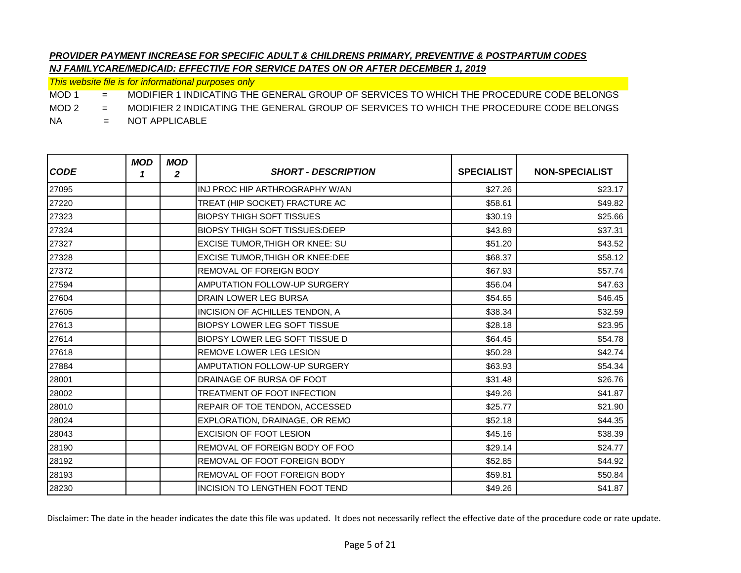***PROVIDER PAYMENT INCREASE FOR SPECIFIC ADULT & CHILDRENS PRIMARY, PREVENTIVE & POSTPARTUM CODES***

***NJ FAMILYCARE/MEDICAID: EFFECTIVE FOR SERVICE DATES ON OR AFTER DECEMBER 1, 2019***

*This website file is for informational purposes only*

MOD 1 = MODIFIER 1 INDICATING THE GENERAL GROUP OF SERVICES TO WHICH THE PROCEDURE CODE BELONGS

MOD 2 = MODIFIER 2 INDICATING THE GENERAL GROUP OF SERVICES TO WHICH THE PROCEDURE CODE BELONGS

NA = NOT APPLICABLE

| CODE | MOD 1 | MOD 2 | SHORT - DESCRIPTION | SPECIALIST | NON-SPECIALIST |
|---|---|---|---|---|---|
| 27095 | | | INJ PROC HIP ARTHROGRAPHY W/AN | $27.26 | $23.17 |
| 27220 | | | TREAT (HIP SOCKET) FRACTURE AC | $58.61 | $49.82 |
| 27323 | | | BIOPSY THIGH SOFT TISSUES | $30.19 | $25.66 |
| 27324 | | | BIOPSY THIGH SOFT TISSUES:DEEP | $43.89 | $37.31 |
| 27327 | | | EXCISE TUMOR,THIGH OR KNEE: SU | $51.20 | $43.52 |
| 27328 | | | EXCISE TUMOR,THIGH OR KNEE:DEE | $68.37 | $58.12 |
| 27372 | | | REMOVAL OF FOREIGN BODY | $67.93 | $57.74 |
| 27594 | | | AMPUTATION FOLLOW-UP SURGERY | $56.04 | $47.63 |
| 27604 | | | DRAIN LOWER LEG BURSA | $54.65 | $46.45 |
| 27605 | | | INCISION OF ACHILLES TENDON, A | $38.34 | $32.59 |
| 27613 | | | BIOPSY LOWER LEG SOFT TISSUE | $28.18 | $23.95 |
| 27614 | | | BIOPSY LOWER LEG SOFT TISSUE D | $64.45 | $54.78 |
| 27618 | | | REMOVE LOWER LEG LESION | $50.28 | $42.74 |
| 27884 | | | AMPUTATION FOLLOW-UP SURGERY | $63.93 | $54.34 |
| 28001 | | | DRAINAGE OF BURSA OF FOOT | $31.48 | $26.76 |
| 28002 | | | TREATMENT OF FOOT INFECTION | $49.26 | $41.87 |
| 28010 | | | REPAIR OF TOE TENDON, ACCESSED | $25.77 | $21.90 |
| 28024 | | | EXPLORATION, DRAINAGE, OR REMO | $52.18 | $44.35 |
| 28043 | | | EXCISION OF FOOT LESION | $45.16 | $38.39 |
| 28190 | | | REMOVAL OF FOREIGN BODY OF FOO | $29.14 | $24.77 |
| 28192 | | | REMOVAL OF FOOT FOREIGN BODY | $52.85 | $44.92 |
| 28193 | | | REMOVAL OF FOOT FOREIGN BODY | $59.81 | $50.84 |
| 28230 | | | INCISION TO LENGTHEN FOOT TEND | $49.26 | $41.87 |

Disclaimer: The date in the header indicates the date this file was updated. It does not necessarily reflect the effective date of the procedure code or rate update.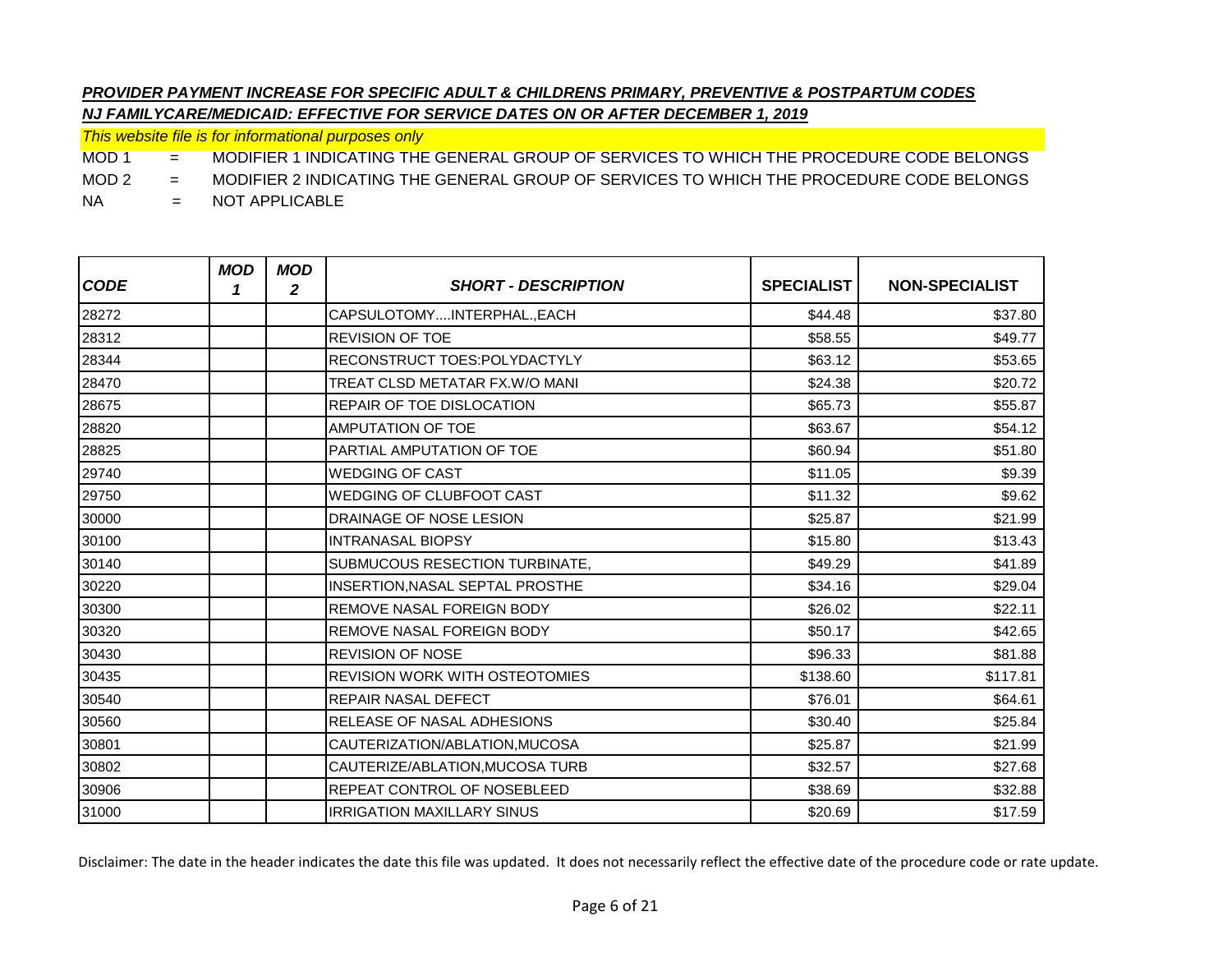***PROVIDER PAYMENT INCREASE FOR SPECIFIC ADULT & CHILDRENS PRIMARY, PREVENTIVE & POSTPARTUM CODES***

***NJ FAMILYCARE/MEDICAID: EFFECTIVE FOR SERVICE DATES ON OR AFTER DECEMBER 1, 2019***

*This website file is for informational purposes only*

MOD 1 = MODIFIER 1 INDICATING THE GENERAL GROUP OF SERVICES TO WHICH THE PROCEDURE CODE BELONGS

MOD 2 = MODIFIER 2 INDICATING THE GENERAL GROUP OF SERVICES TO WHICH THE PROCEDURE CODE BELONGS

NA = NOT APPLICABLE

| CODE | MOD 1 | MOD 2 | SHORT - DESCRIPTION | SPECIALIST | NON-SPECIALIST |
|---|---|---|---|---|---|
| 28272 | | | CAPSULOTOMY....INTERPHAL.,EACH | $44.48 | $37.80 |
| 28312 | | | REVISION OF TOE | $58.55 | $49.77 |
| 28344 | | | RECONSTRUCT TOES:POLYDACTYLY | $63.12 | $53.65 |
| 28470 | | | TREAT CLSD METATAR FX.W/O MANI | $24.38 | $20.72 |
| 28675 | | | REPAIR OF TOE DISLOCATION | $65.73 | $55.87 |
| 28820 | | | AMPUTATION OF TOE | $63.67 | $54.12 |
| 28825 | | | PARTIAL AMPUTATION OF TOE | $60.94 | $51.80 |
| 29740 | | | WEDGING OF CAST | $11.05 | $9.39 |
| 29750 | | | WEDGING OF CLUBFOOT CAST | $11.32 | $9.62 |
| 30000 | | | DRAINAGE OF NOSE LESION | $25.87 | $21.99 |
| 30100 | | | INTRANASAL BIOPSY | $15.80 | $13.43 |
| 30140 | | | SUBMUCOUS RESECTION TURBINATE, | $49.29 | $41.89 |
| 30220 | | | INSERTION,NASAL SEPTAL PROSTHE | $34.16 | $29.04 |
| 30300 | | | REMOVE NASAL FOREIGN BODY | $26.02 | $22.11 |
| 30320 | | | REMOVE NASAL FOREIGN BODY | $50.17 | $42.65 |
| 30430 | | | REVISION OF NOSE | $96.33 | $81.88 |
| 30435 | | | REVISION WORK WITH OSTEOTOMIES | $138.60 | $117.81 |
| 30540 | | | REPAIR NASAL DEFECT | $76.01 | $64.61 |
| 30560 | | | RELEASE OF NASAL ADHESIONS | $30.40 | $25.84 |
| 30801 | | | CAUTERIZATION/ABLATION,MUCOSA | $25.87 | $21.99 |
| 30802 | | | CAUTERIZE/ABLATION,MUCOSA TURB | $32.57 | $27.68 |
| 30906 | | | REPEAT CONTROL OF NOSEBLEED | $38.69 | $32.88 |
| 31000 | | | IRRIGATION MAXILLARY SINUS | $20.69 | $17.59 |

Disclaimer: The date in the header indicates the date this file was updated. It does not necessarily reflect the effective date of the procedure code or rate update.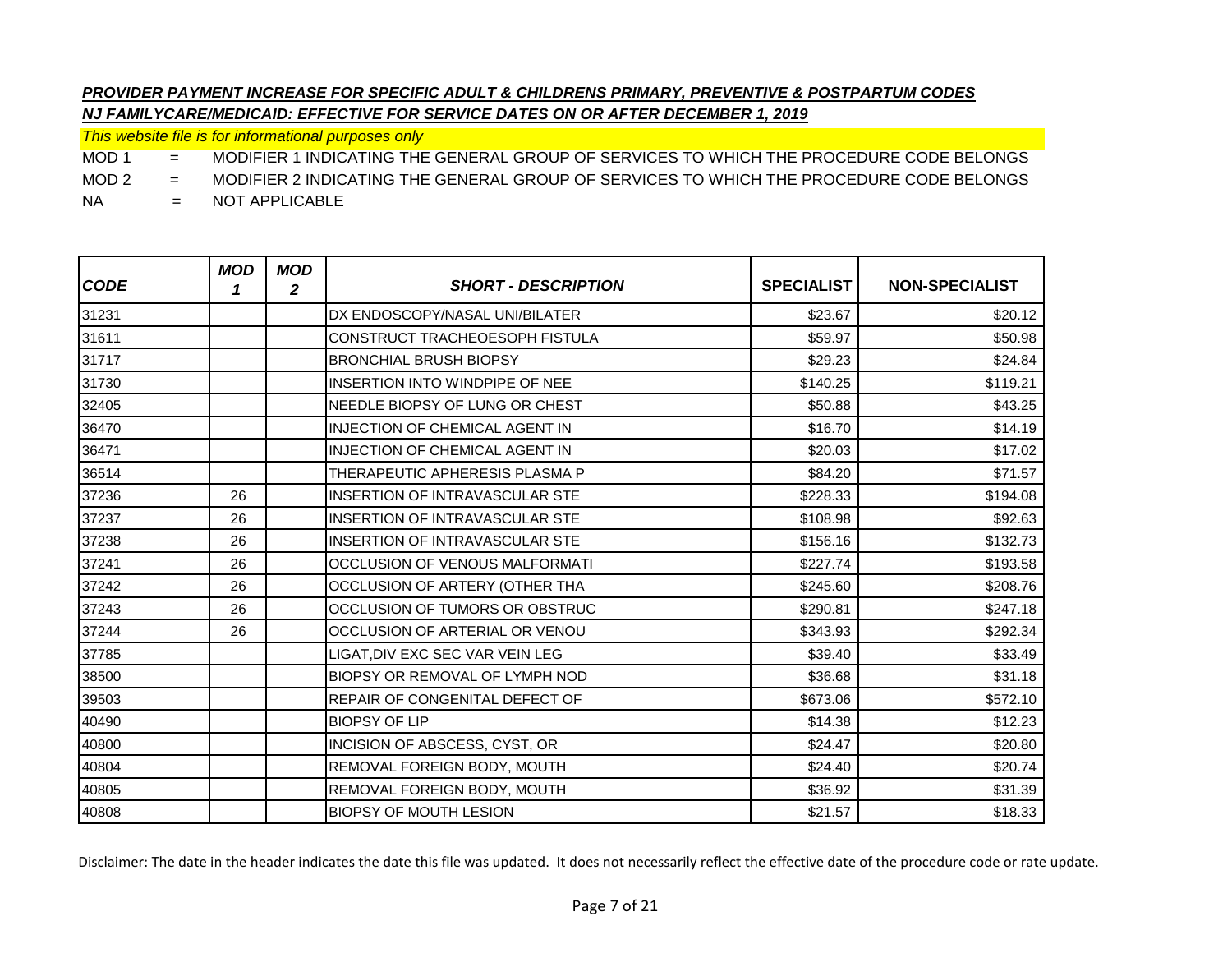***PROVIDER PAYMENT INCREASE FOR SPECIFIC ADULT & CHILDRENS PRIMARY, PREVENTIVE & POSTPARTUM CODES***

***NJ FAMILYCARE/MEDICAID: EFFECTIVE FOR SERVICE DATES ON OR AFTER DECEMBER 1, 2019***

*This website file is for informational purposes only*

MOD 1 = MODIFIER 1 INDICATING THE GENERAL GROUP OF SERVICES TO WHICH THE PROCEDURE CODE BELONGS

MOD 2 = MODIFIER 2 INDICATING THE GENERAL GROUP OF SERVICES TO WHICH THE PROCEDURE CODE BELONGS

NA = NOT APPLICABLE

| CODE | MOD 1 | MOD 2 | SHORT - DESCRIPTION | SPECIALIST | NON-SPECIALIST |
|---|---|---|---|---|---|
| 31231 | | | DX ENDOSCOPY/NASAL UNI/BILATER | $23.67 | $20.12 |
| 31611 | | | CONSTRUCT TRACHEOESOPH FISTULA | $59.97 | $50.98 |
| 31717 | | | BRONCHIAL BRUSH BIOPSY | $29.23 | $24.84 |
| 31730 | | | INSERTION INTO WINDPIPE OF NEE | $140.25 | $119.21 |
| 32405 | | | NEEDLE BIOPSY OF LUNG OR CHEST | $50.88 | $43.25 |
| 36470 | | | INJECTION OF CHEMICAL AGENT IN | $16.70 | $14.19 |
| 36471 | | | INJECTION OF CHEMICAL AGENT IN | $20.03 | $17.02 |
| 36514 | | | THERAPEUTIC APHERESIS PLASMA P | $84.20 | $71.57 |
| 37236 | 26 | | INSERTION OF INTRAVASCULAR STE | $228.33 | $194.08 |
| 37237 | 26 | | INSERTION OF INTRAVASCULAR STE | $108.98 | $92.63 |
| 37238 | 26 | | INSERTION OF INTRAVASCULAR STE | $156.16 | $132.73 |
| 37241 | 26 | | OCCLUSION OF VENOUS MALFORMATI | $227.74 | $193.58 |
| 37242 | 26 | | OCCLUSION OF ARTERY (OTHER THA | $245.60 | $208.76 |
| 37243 | 26 | | OCCLUSION OF TUMORS OR OBSTRUC | $290.81 | $247.18 |
| 37244 | 26 | | OCCLUSION OF ARTERIAL OR VENOU | $343.93 | $292.34 |
| 37785 | | | LIGAT,DIV EXC SEC VAR VEIN LEG | $39.40 | $33.49 |
| 38500 | | | BIOPSY OR REMOVAL OF LYMPH NOD | $36.68 | $31.18 |
| 39503 | | | REPAIR OF CONGENITAL DEFECT OF | $673.06 | $572.10 |
| 40490 | | | BIOPSY OF LIP | $14.38 | $12.23 |
| 40800 | | | INCISION OF ABSCESS, CYST, OR | $24.47 | $20.80 |
| 40804 | | | REMOVAL FOREIGN BODY, MOUTH | $24.40 | $20.74 |
| 40805 | | | REMOVAL FOREIGN BODY, MOUTH | $36.92 | $31.39 |
| 40808 | | | BIOPSY OF MOUTH LESION | $21.57 | $18.33 |

Disclaimer: The date in the header indicates the date this file was updated. It does not necessarily reflect the effective date of the procedure code or rate update.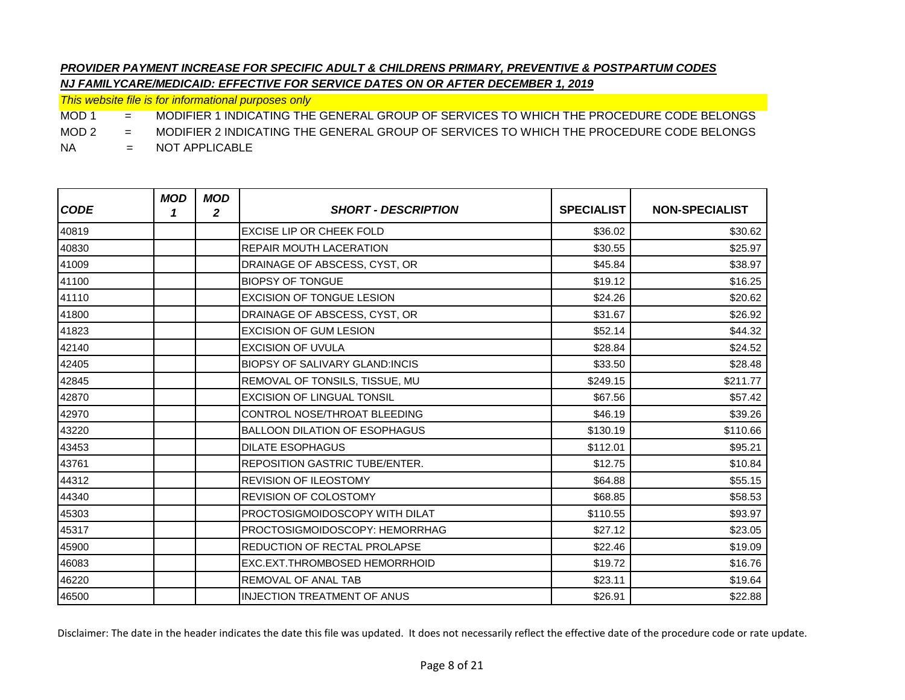***PROVIDER PAYMENT INCREASE FOR SPECIFIC ADULT & CHILDRENS PRIMARY, PREVENTIVE & POSTPARTUM CODES***

***NJ FAMILYCARE/MEDICAID: EFFECTIVE FOR SERVICE DATES ON OR AFTER DECEMBER 1, 2019***

*This website file is for informational purposes only*

MOD 1 = MODIFIER 1 INDICATING THE GENERAL GROUP OF SERVICES TO WHICH THE PROCEDURE CODE BELONGS

MOD 2 = MODIFIER 2 INDICATING THE GENERAL GROUP OF SERVICES TO WHICH THE PROCEDURE CODE BELONGS

NA = NOT APPLICABLE

| CODE | MOD 1 | MOD 2 | SHORT - DESCRIPTION | SPECIALIST | NON-SPECIALIST |
|---|---|---|---|---|---|
| 40819 | | | EXCISE LIP OR CHEEK FOLD | $36.02 | $30.62 |
| 40830 | | | REPAIR MOUTH LACERATION | $30.55 | $25.97 |
| 41009 | | | DRAINAGE OF ABSCESS, CYST, OR | $45.84 | $38.97 |
| 41100 | | | BIOPSY OF TONGUE | $19.12 | $16.25 |
| 41110 | | | EXCISION OF TONGUE LESION | $24.26 | $20.62 |
| 41800 | | | DRAINAGE OF ABSCESS, CYST, OR | $31.67 | $26.92 |
| 41823 | | | EXCISION OF GUM LESION | $52.14 | $44.32 |
| 42140 | | | EXCISION OF UVULA | $28.84 | $24.52 |
| 42405 | | | BIOPSY OF SALIVARY GLAND:INCIS | $33.50 | $28.48 |
| 42845 | | | REMOVAL OF TONSILS, TISSUE, MU | $249.15 | $211.77 |
| 42870 | | | EXCISION OF LINGUAL TONSIL | $67.56 | $57.42 |
| 42970 | | | CONTROL NOSE/THROAT BLEEDING | $46.19 | $39.26 |
| 43220 | | | BALLOON DILATION OF ESOPHAGUS | $130.19 | $110.66 |
| 43453 | | | DILATE ESOPHAGUS | $112.01 | $95.21 |
| 43761 | | | REPOSITION GASTRIC TUBE/ENTER. | $12.75 | $10.84 |
| 44312 | | | REVISION OF ILEOSTOMY | $64.88 | $55.15 |
| 44340 | | | REVISION OF COLOSTOMY | $68.85 | $58.53 |
| 45303 | | | PROCTOSIGMOIDOSCOPY WITH DILAT | $110.55 | $93.97 |
| 45317 | | | PROCTOSIGMOIDOSCOPY: HEMORRHAG | $27.12 | $23.05 |
| 45900 | | | REDUCTION OF RECTAL PROLAPSE | $22.46 | $19.09 |
| 46083 | | | EXC.EXT.THROMBOSED HEMORRHOID | $19.72 | $16.76 |
| 46220 | | | REMOVAL OF ANAL TAB | $23.11 | $19.64 |
| 46500 | | | INJECTION TREATMENT OF ANUS | $26.91 | $22.88 |

Disclaimer: The date in the header indicates the date this file was updated. It does not necessarily reflect the effective date of the procedure code or rate update.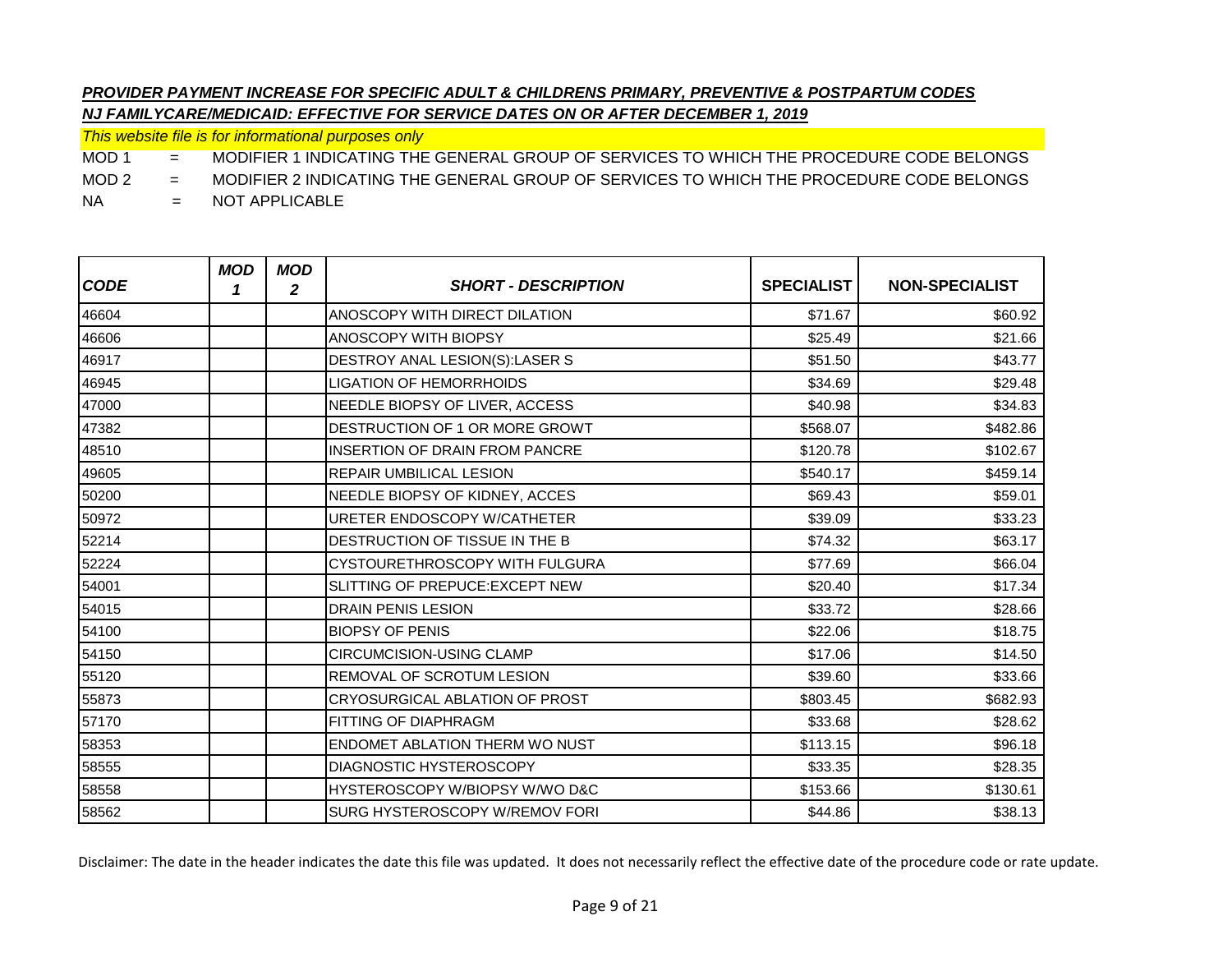***PROVIDER PAYMENT INCREASE FOR SPECIFIC ADULT & CHILDRENS PRIMARY, PREVENTIVE & POSTPARTUM CODES***

***NJ FAMILYCARE/MEDICAID: EFFECTIVE FOR SERVICE DATES ON OR AFTER DECEMBER 1, 2019***

*This website file is for informational purposes only*

MOD 1 = MODIFIER 1 INDICATING THE GENERAL GROUP OF SERVICES TO WHICH THE PROCEDURE CODE BELONGS

MOD 2 = MODIFIER 2 INDICATING THE GENERAL GROUP OF SERVICES TO WHICH THE PROCEDURE CODE BELONGS

NA = NOT APPLICABLE

| *CODE* | *MOD 1* | *MOD 2* | *SHORT - DESCRIPTION* | SPECIALIST | NON-SPECIALIST |
|---|---|---|---|---|---|
| 46604 | | | ANOSCOPY WITH DIRECT DILATION | $71.67 | $60.92 |
| 46606 | | | ANOSCOPY WITH BIOPSY | $25.49 | $21.66 |
| 46917 | | | DESTROY ANAL LESION(S):LASER S | $51.50 | $43.77 |
| 46945 | | | LIGATION OF HEMORRHOIDS | $34.69 | $29.48 |
| 47000 | | | NEEDLE BIOPSY OF LIVER, ACCESS | $40.98 | $34.83 |
| 47382 | | | DESTRUCTION OF 1 OR MORE GROWT | $568.07 | $482.86 |
| 48510 | | | INSERTION OF DRAIN FROM PANCRE | $120.78 | $102.67 |
| 49605 | | | REPAIR UMBILICAL LESION | $540.17 | $459.14 |
| 50200 | | | NEEDLE BIOPSY OF KIDNEY, ACCES | $69.43 | $59.01 |
| 50972 | | | URETER ENDOSCOPY W/CATHETER | $39.09 | $33.23 |
| 52214 | | | DESTRUCTION OF TISSUE IN THE B | $74.32 | $63.17 |
| 52224 | | | CYSTOURETHROSCOPY WITH FULGURA | $77.69 | $66.04 |
| 54001 | | | SLITTING OF PREPUCE:EXCEPT NEW | $20.40 | $17.34 |
| 54015 | | | DRAIN PENIS LESION | $33.72 | $28.66 |
| 54100 | | | BIOPSY OF PENIS | $22.06 | $18.75 |
| 54150 | | | CIRCUMCISION-USING CLAMP | $17.06 | $14.50 |
| 55120 | | | REMOVAL OF SCROTUM LESION | $39.60 | $33.66 |
| 55873 | | | CRYOSURGICAL ABLATION OF PROST | $803.45 | $682.93 |
| 57170 | | | FITTING OF DIAPHRAGM | $33.68 | $28.62 |
| 58353 | | | ENDOMET ABLATION THERM WO NUST | $113.15 | $96.18 |
| 58555 | | | DIAGNOSTIC HYSTEROSCOPY | $33.35 | $28.35 |
| 58558 | | | HYSTEROSCOPY W/BIOPSY W/WO D&C | $153.66 | $130.61 |
| 58562 | | | SURG HYSTEROSCOPY W/REMOV FORI | $44.86 | $38.13 |

Disclaimer: The date in the header indicates the date this file was updated. It does not necessarily reflect the effective date of the procedure code or rate update.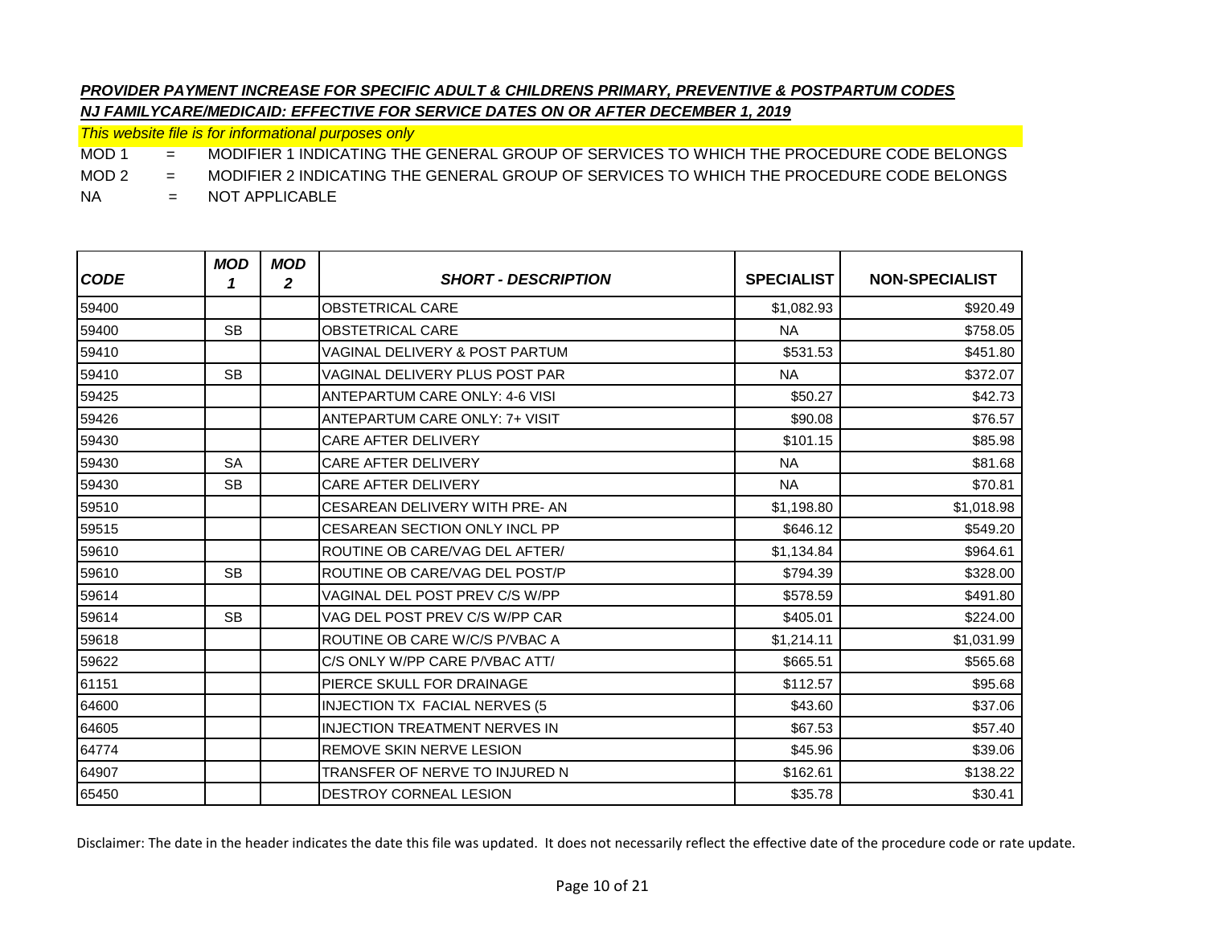***PROVIDER PAYMENT INCREASE FOR SPECIFIC ADULT & CHILDRENS PRIMARY, PREVENTIVE & POSTPARTUM CODES***

***NJ FAMILYCARE/MEDICAID: EFFECTIVE FOR SERVICE DATES ON OR AFTER DECEMBER 1, 2019***

*This website file is for informational purposes only*

MOD 1 = MODIFIER 1 INDICATING THE GENERAL GROUP OF SERVICES TO WHICH THE PROCEDURE CODE BELONGS

MOD 2 = MODIFIER 2 INDICATING THE GENERAL GROUP OF SERVICES TO WHICH THE PROCEDURE CODE BELONGS

NA = NOT APPLICABLE

| *CODE* | *MOD 1* | *MOD 2* | *SHORT - DESCRIPTION* | SPECIALIST | NON-SPECIALIST |
|---|---|---|---|---|---|
| 59400 | | | OBSTETRICAL CARE | $1,082.93 | $920.49 |
| 59400 | SB | | OBSTETRICAL CARE | NA | $758.05 |
| 59410 | | | VAGINAL DELIVERY & POST PARTUM | $531.53 | $451.80 |
| 59410 | SB | | VAGINAL DELIVERY PLUS POST PAR | NA | $372.07 |
| 59425 | | | ANTEPARTUM CARE ONLY: 4-6 VISI | $50.27 | $42.73 |
| 59426 | | | ANTEPARTUM CARE ONLY: 7+ VISIT | $90.08 | $76.57 |
| 59430 | | | CARE AFTER DELIVERY | $101.15 | $85.98 |
| 59430 | SA | | CARE AFTER DELIVERY | NA | $81.68 |
| 59430 | SB | | CARE AFTER DELIVERY | NA | $70.81 |
| 59510 | | | CESAREAN DELIVERY WITH PRE- AN | $1,198.80 | $1,018.98 |
| 59515 | | | CESAREAN SECTION ONLY INCL PP | $646.12 | $549.20 |
| 59610 | | | ROUTINE OB CARE/VAG DEL AFTER/ | $1,134.84 | $964.61 |
| 59610 | SB | | ROUTINE OB CARE/VAG DEL POST/P | $794.39 | $328.00 |
| 59614 | | | VAGINAL DEL POST PREV C/S W/PP | $578.59 | $491.80 |
| 59614 | SB | | VAG DEL POST PREV C/S W/PP CAR | $405.01 | $224.00 |
| 59618 | | | ROUTINE OB CARE W/C/S P/VBAC A | $1,214.11 | $1,031.99 |
| 59622 | | | C/S ONLY W/PP CARE P/VBAC ATT/ | $665.51 | $565.68 |
| 61151 | | | PIERCE SKULL FOR DRAINAGE | $112.57 | $95.68 |
| 64600 | | | INJECTION TX FACIAL NERVES (5 | $43.60 | $37.06 |
| 64605 | | | INJECTION TREATMENT NERVES IN | $67.53 | $57.40 |
| 64774 | | | REMOVE SKIN NERVE LESION | $45.96 | $39.06 |
| 64907 | | | TRANSFER OF NERVE TO INJURED N | $162.61 | $138.22 |
| 65450 | | | DESTROY CORNEAL LESION | $35.78 | $30.41 |

Disclaimer: The date in the header indicates the date this file was updated. It does not necessarily reflect the effective date of the procedure code or rate update.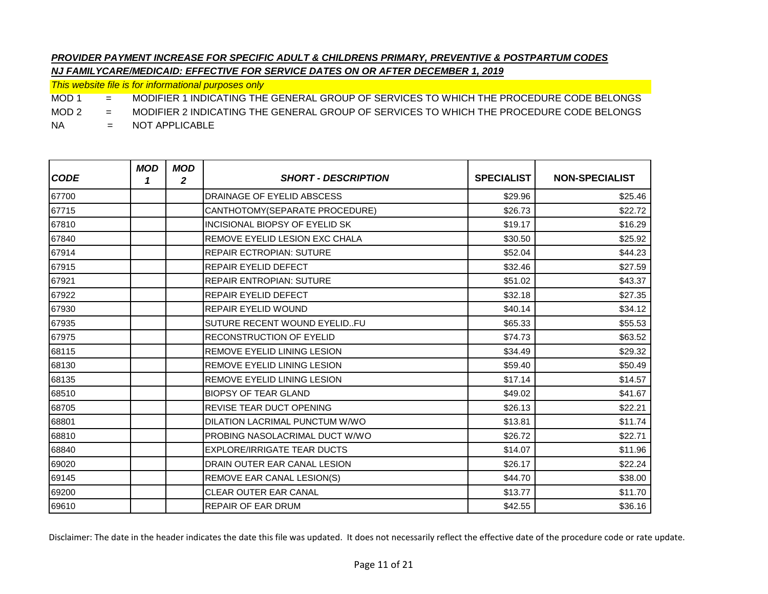***PROVIDER PAYMENT INCREASE FOR SPECIFIC ADULT & CHILDRENS PRIMARY, PREVENTIVE & POSTPARTUM CODES***

***NJ FAMILYCARE/MEDICAID: EFFECTIVE FOR SERVICE DATES ON OR AFTER DECEMBER 1, 2019***

*This website file is for informational purposes only*

MOD 1 = MODIFIER 1 INDICATING THE GENERAL GROUP OF SERVICES TO WHICH THE PROCEDURE CODE BELONGS

MOD 2 = MODIFIER 2 INDICATING THE GENERAL GROUP OF SERVICES TO WHICH THE PROCEDURE CODE BELONGS

NA = NOT APPLICABLE

| *CODE* | *MOD 1* | *MOD 2* | *SHORT - DESCRIPTION* | SPECIALIST | NON-SPECIALIST |
|---|---|---|---|---|---|
| 67700 | | | DRAINAGE OF EYELID ABSCESS | $29.96 | $25.46 |
| 67715 | | | CANTHOTOMY(SEPARATE PROCEDURE) | $26.73 | $22.72 |
| 67810 | | | INCISIONAL BIOPSY OF EYELID SK | $19.17 | $16.29 |
| 67840 | | | REMOVE EYELID LESION EXC CHALA | $30.50 | $25.92 |
| 67914 | | | REPAIR ECTROPIAN: SUTURE | $52.04 | $44.23 |
| 67915 | | | REPAIR EYELID DEFECT | $32.46 | $27.59 |
| 67921 | | | REPAIR ENTROPIAN: SUTURE | $51.02 | $43.37 |
| 67922 | | | REPAIR EYELID DEFECT | $32.18 | $27.35 |
| 67930 | | | REPAIR EYELID WOUND | $40.14 | $34.12 |
| 67935 | | | SUTURE RECENT WOUND EYELID..FU | $65.33 | $55.53 |
| 67975 | | | RECONSTRUCTION OF EYELID | $74.73 | $63.52 |
| 68115 | | | REMOVE EYELID LINING LESION | $34.49 | $29.32 |
| 68130 | | | REMOVE EYELID LINING LESION | $59.40 | $50.49 |
| 68135 | | | REMOVE EYELID LINING LESION | $17.14 | $14.57 |
| 68510 | | | BIOPSY OF TEAR GLAND | $49.02 | $41.67 |
| 68705 | | | REVISE TEAR DUCT OPENING | $26.13 | $22.21 |
| 68801 | | | DILATION LACRIMAL PUNCTUM W/WO | $13.81 | $11.74 |
| 68810 | | | PROBING NASOLACRIMAL DUCT W/WO | $26.72 | $22.71 |
| 68840 | | | EXPLORE/IRRIGATE TEAR DUCTS | $14.07 | $11.96 |
| 69020 | | | DRAIN OUTER EAR CANAL LESION | $26.17 | $22.24 |
| 69145 | | | REMOVE EAR CANAL LESION(S) | $44.70 | $38.00 |
| 69200 | | | CLEAR OUTER EAR CANAL | $13.77 | $11.70 |
| 69610 | | | REPAIR OF EAR DRUM | $42.55 | $36.16 |

Disclaimer: The date in the header indicates the date this file was updated. It does not necessarily reflect the effective date of the procedure code or rate update.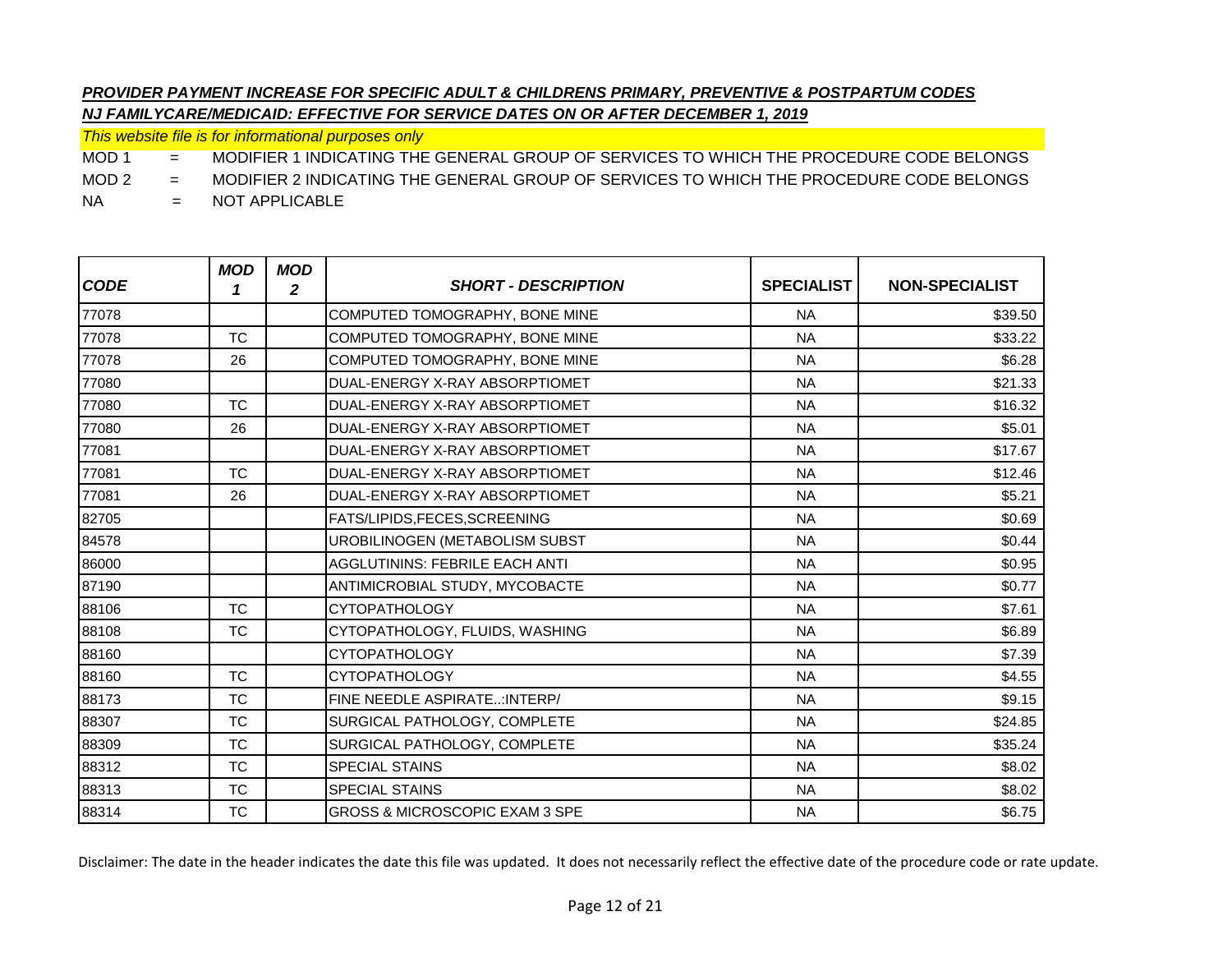***PROVIDER PAYMENT INCREASE FOR SPECIFIC ADULT & CHILDRENS PRIMARY, PREVENTIVE & POSTPARTUM CODES***

***NJ FAMILYCARE/MEDICAID: EFFECTIVE FOR SERVICE DATES ON OR AFTER DECEMBER 1, 2019***

*This website file is for informational purposes only*

MOD 1 = MODIFIER 1 INDICATING THE GENERAL GROUP OF SERVICES TO WHICH THE PROCEDURE CODE BELONGS

MOD 2 = MODIFIER 2 INDICATING THE GENERAL GROUP OF SERVICES TO WHICH THE PROCEDURE CODE BELONGS

NA = NOT APPLICABLE

| *CODE* | *MOD 1* | *MOD 2* | *SHORT - DESCRIPTION* | SPECIALIST | NON-SPECIALIST |
|---|---|---|---|---|---|
| 77078 | | | COMPUTED TOMOGRAPHY, BONE MINE | NA | $39.50 |
| 77078 | TC | | COMPUTED TOMOGRAPHY, BONE MINE | NA | $33.22 |
| 77078 | 26 | | COMPUTED TOMOGRAPHY, BONE MINE | NA | $6.28 |
| 77080 | | | DUAL-ENERGY X-RAY ABSORPTIOMET | NA | $21.33 |
| 77080 | TC | | DUAL-ENERGY X-RAY ABSORPTIOMET | NA | $16.32 |
| 77080 | 26 | | DUAL-ENERGY X-RAY ABSORPTIOMET | NA | $5.01 |
| 77081 | | | DUAL-ENERGY X-RAY ABSORPTIOMET | NA | $17.67 |
| 77081 | TC | | DUAL-ENERGY X-RAY ABSORPTIOMET | NA | $12.46 |
| 77081 | 26 | | DUAL-ENERGY X-RAY ABSORPTIOMET | NA | $5.21 |
| 82705 | | | FATS/LIPIDS,FECES,SCREENING | NA | $0.69 |
| 84578 | | | UROBILINOGEN (METABOLISM SUBST | NA | $0.44 |
| 86000 | | | AGGLUTININS: FEBRILE EACH ANTI | NA | $0.95 |
| 87190 | | | ANTIMICROBIAL STUDY, MYCOBACTE | NA | $0.77 |
| 88106 | TC | | CYTOPATHOLOGY | NA | $7.61 |
| 88108 | TC | | CYTOPATHOLOGY, FLUIDS, WASHING | NA | $6.89 |
| 88160 | | | CYTOPATHOLOGY | NA | $7.39 |
| 88160 | TC | | CYTOPATHOLOGY | NA | $4.55 |
| 88173 | TC | | FINE NEEDLE ASPIRATE..:INTERP/ | NA | $9.15 |
| 88307 | TC | | SURGICAL PATHOLOGY, COMPLETE | NA | $24.85 |
| 88309 | TC | | SURGICAL PATHOLOGY, COMPLETE | NA | $35.24 |
| 88312 | TC | | SPECIAL STAINS | NA | $8.02 |
| 88313 | TC | | SPECIAL STAINS | NA | $8.02 |
| 88314 | TC | | GROSS & MICROSCOPIC EXAM 3 SPE | NA | $6.75 |

Disclaimer: The date in the header indicates the date this file was updated. It does not necessarily reflect the effective date of the procedure code or rate update.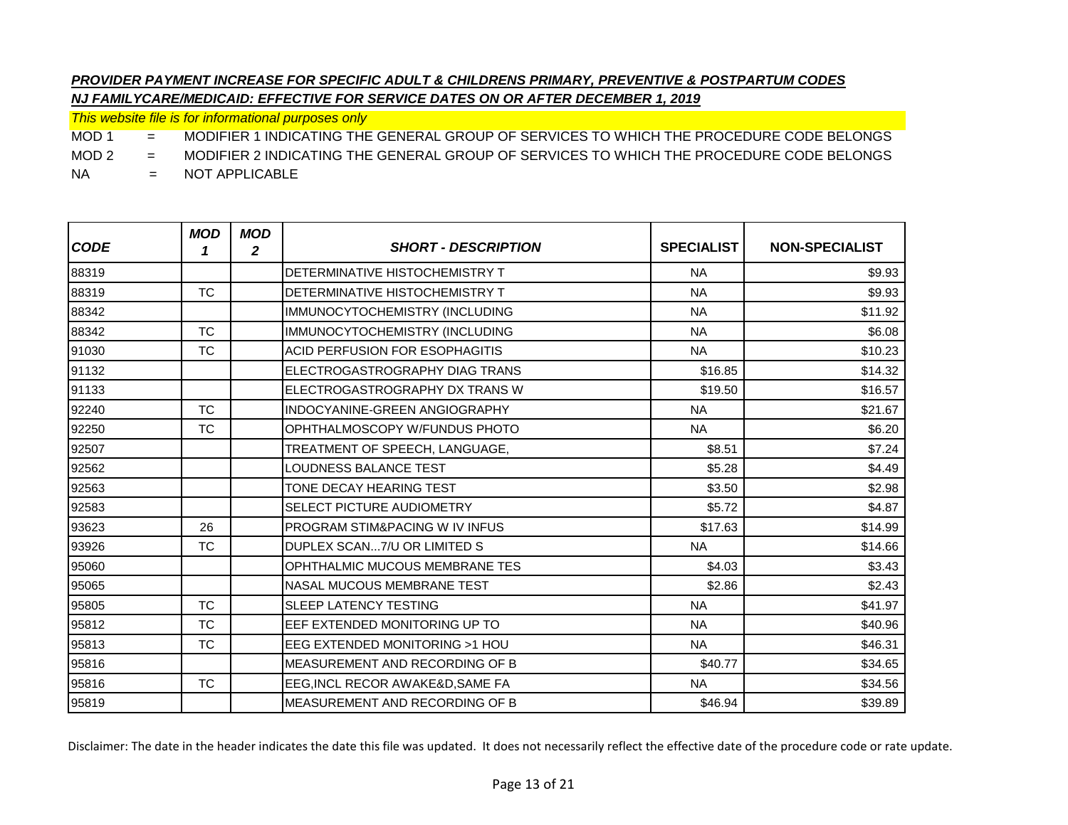***PROVIDER PAYMENT INCREASE FOR SPECIFIC ADULT & CHILDRENS PRIMARY, PREVENTIVE & POSTPARTUM CODES***

***NJ FAMILYCARE/MEDICAID: EFFECTIVE FOR SERVICE DATES ON OR AFTER DECEMBER 1, 2019***

*This website file is for informational purposes only*

MOD 1 = MODIFIER 1 INDICATING THE GENERAL GROUP OF SERVICES TO WHICH THE PROCEDURE CODE BELONGS

MOD 2 = MODIFIER 2 INDICATING THE GENERAL GROUP OF SERVICES TO WHICH THE PROCEDURE CODE BELONGS

NA = NOT APPLICABLE

| *CODE* | *MOD 1* | *MOD 2* | *SHORT - DESCRIPTION* | SPECIALIST | NON-SPECIALIST |
|---|---|---|---|---|---|
| 88319 | | | DETERMINATIVE HISTOCHEMISTRY T | NA | $9.93 |
| 88319 | TC | | DETERMINATIVE HISTOCHEMISTRY T | NA | $9.93 |
| 88342 | | | IMMUNOCYTOCHEMISTRY (INCLUDING | NA | $11.92 |
| 88342 | TC | | IMMUNOCYTOCHEMISTRY (INCLUDING | NA | $6.08 |
| 91030 | TC | | ACID PERFUSION FOR ESOPHAGITIS | NA | $10.23 |
| 91132 | | | ELECTROGASTROGRAPHY DIAG TRANS | $16.85 | $14.32 |
| 91133 | | | ELECTROGASTROGRAPHY DX TRANS W | $19.50 | $16.57 |
| 92240 | TC | | INDOCYANINE-GREEN ANGIOGRAPHY | NA | $21.67 |
| 92250 | TC | | OPHTHALMOSCOPY W/FUNDUS PHOTO | NA | $6.20 |
| 92507 | | | TREATMENT OF SPEECH, LANGUAGE, | $8.51 | $7.24 |
| 92562 | | | LOUDNESS BALANCE TEST | $5.28 | $4.49 |
| 92563 | | | TONE DECAY HEARING TEST | $3.50 | $2.98 |
| 92583 | | | SELECT PICTURE AUDIOMETRY | $5.72 | $4.87 |
| 93623 | 26 | | PROGRAM STIM&PACING W IV INFUS | $17.63 | $14.99 |
| 93926 | TC | | DUPLEX SCAN...7/U OR LIMITED S | NA | $14.66 |
| 95060 | | | OPHTHALMIC MUCOUS MEMBRANE TES | $4.03 | $3.43 |
| 95065 | | | NASAL MUCOUS MEMBRANE TEST | $2.86 | $2.43 |
| 95805 | TC | | SLEEP LATENCY TESTING | NA | $41.97 |
| 95812 | TC | | EEF EXTENDED MONITORING UP TO | NA | $40.96 |
| 95813 | TC | | EEG EXTENDED MONITORING >1 HOU | NA | $46.31 |
| 95816 | | | MEASUREMENT AND RECORDING OF B | $40.77 | $34.65 |
| 95816 | TC | | EEG,INCL RECOR AWAKE&D,SAME FA | NA | $34.56 |
| 95819 | | | MEASUREMENT AND RECORDING OF B | $46.94 | $39.89 |

Disclaimer: The date in the header indicates the date this file was updated. It does not necessarily reflect the effective date of the procedure code or rate update.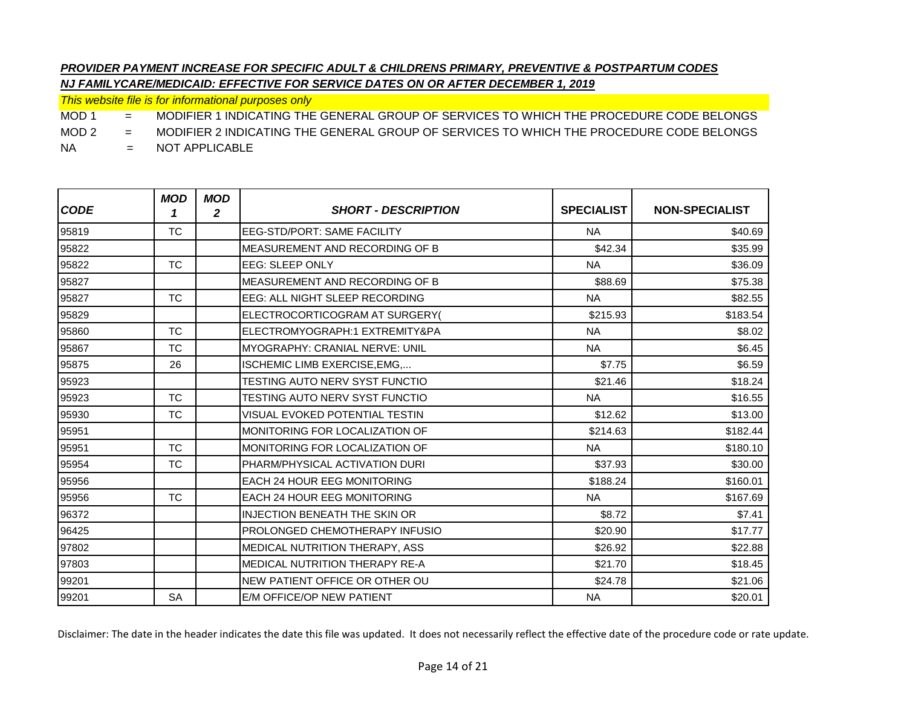***PROVIDER PAYMENT INCREASE FOR SPECIFIC ADULT & CHILDRENS PRIMARY, PREVENTIVE & POSTPARTUM CODES***

***NJ FAMILYCARE/MEDICAID: EFFECTIVE FOR SERVICE DATES ON OR AFTER DECEMBER 1, 2019***

*This website file is for informational purposes only*

MOD 1 = MODIFIER 1 INDICATING THE GENERAL GROUP OF SERVICES TO WHICH THE PROCEDURE CODE BELONGS

MOD 2 = MODIFIER 2 INDICATING THE GENERAL GROUP OF SERVICES TO WHICH THE PROCEDURE CODE BELONGS

NA = NOT APPLICABLE

| CODE | MOD 1 | MOD 2 | SHORT - DESCRIPTION | SPECIALIST | NON-SPECIALIST |
|---|---|---|---|---|---|
| 95819 | TC | | EEG-STD/PORT: SAME FACILITY | NA | $40.69 |
| 95822 | | | MEASUREMENT AND RECORDING OF B | $42.34 | $35.99 |
| 95822 | TC | | EEG: SLEEP ONLY | NA | $36.09 |
| 95827 | | | MEASUREMENT AND RECORDING OF B | $88.69 | $75.38 |
| 95827 | TC | | EEG: ALL NIGHT SLEEP RECORDING | NA | $82.55 |
| 95829 | | | ELECTROCORTICOGRAM AT SURGERY( | $215.93 | $183.54 |
| 95860 | TC | | ELECTROMYOGRAPH:1 EXTREMITY&PA | NA | $8.02 |
| 95867 | TC | | MYOGRAPHY: CRANIAL NERVE: UNIL | NA | $6.45 |
| 95875 | 26 | | ISCHEMIC LIMB EXERCISE,EMG,... | $7.75 | $6.59 |
| 95923 | | | TESTING AUTO NERV SYST FUNCTIO | $21.46 | $18.24 |
| 95923 | TC | | TESTING AUTO NERV SYST FUNCTIO | NA | $16.55 |
| 95930 | TC | | VISUAL EVOKED POTENTIAL TESTIN | $12.62 | $13.00 |
| 95951 | | | MONITORING FOR LOCALIZATION OF | $214.63 | $182.44 |
| 95951 | TC | | MONITORING FOR LOCALIZATION OF | NA | $180.10 |
| 95954 | TC | | PHARM/PHYSICAL ACTIVATION DURI | $37.93 | $30.00 |
| 95956 | | | EACH 24 HOUR EEG MONITORING | $188.24 | $160.01 |
| 95956 | TC | | EACH 24 HOUR EEG MONITORING | NA | $167.69 |
| 96372 | | | INJECTION BENEATH THE SKIN OR | $8.72 | $7.41 |
| 96425 | | | PROLONGED CHEMOTHERAPY INFUSIO | $20.90 | $17.77 |
| 97802 | | | MEDICAL NUTRITION THERAPY, ASS | $26.92 | $22.88 |
| 97803 | | | MEDICAL NUTRITION THERAPY RE-A | $21.70 | $18.45 |
| 99201 | | | NEW PATIENT OFFICE OR OTHER OU | $24.78 | $21.06 |
| 99201 | SA | | E/M OFFICE/OP NEW PATIENT | NA | $20.01 |

Disclaimer: The date in the header indicates the date this file was updated. It does not necessarily reflect the effective date of the procedure code or rate update.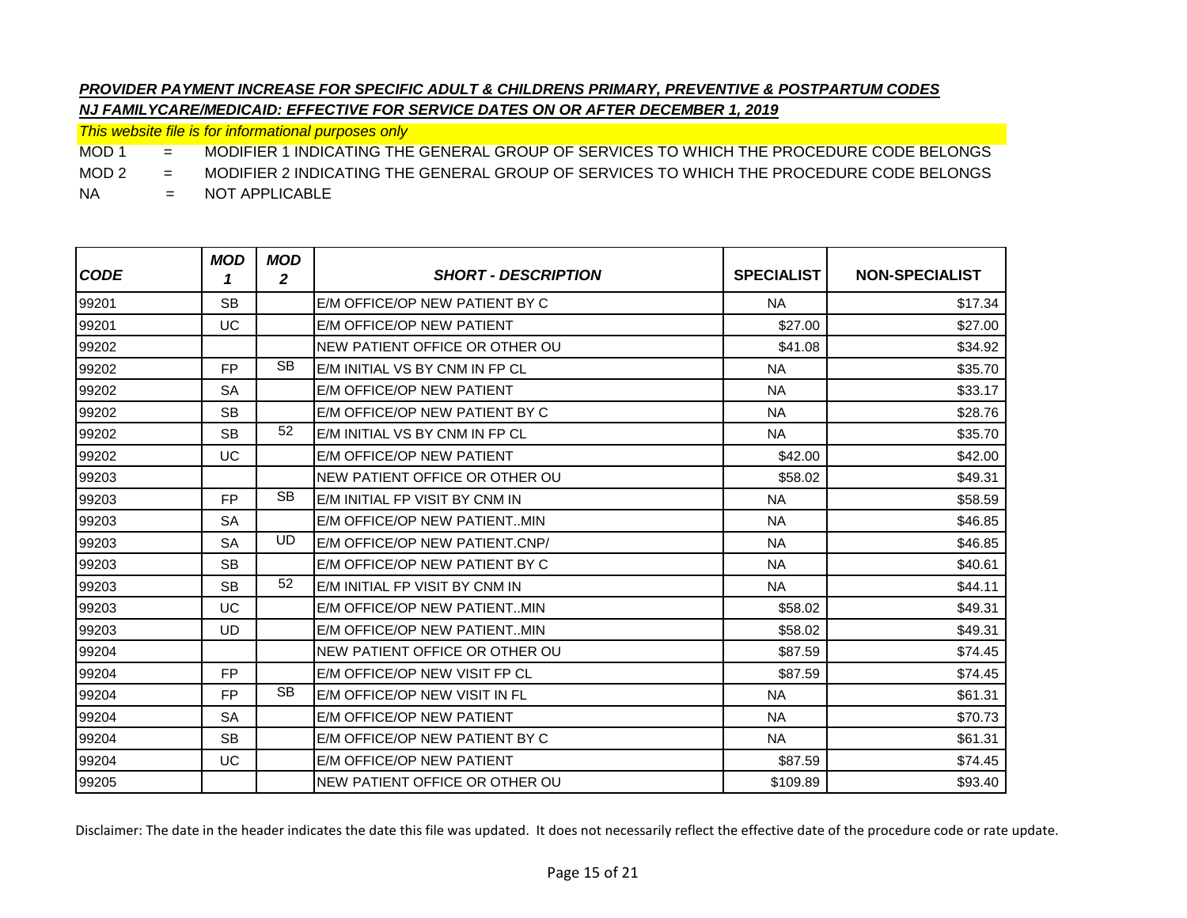***PROVIDER PAYMENT INCREASE FOR SPECIFIC ADULT & CHILDRENS PRIMARY, PREVENTIVE & POSTPARTUM CODES***

***NJ FAMILYCARE/MEDICAID: EFFECTIVE FOR SERVICE DATES ON OR AFTER DECEMBER 1, 2019***

*This website file is for informational purposes only*

MOD 1 = MODIFIER 1 INDICATING THE GENERAL GROUP OF SERVICES TO WHICH THE PROCEDURE CODE BELONGS

MOD 2 = MODIFIER 2 INDICATING THE GENERAL GROUP OF SERVICES TO WHICH THE PROCEDURE CODE BELONGS

NA = NOT APPLICABLE

| *CODE* | *MOD 1* | *MOD 2* | *SHORT - DESCRIPTION* | SPECIALIST | NON-SPECIALIST |
|---|---|---|---|---|---|
| 99201 | SB | | E/M OFFICE/OP NEW PATIENT BY C | NA | $17.34 |
| 99201 | UC | | E/M OFFICE/OP NEW PATIENT | $27.00 | $27.00 |
| 99202 | | | NEW PATIENT OFFICE OR OTHER OU | $41.08 | $34.92 |
| 99202 | FP | SB | E/M INITIAL VS BY CNM IN FP CL | NA | $35.70 |
| 99202 | SA | | E/M OFFICE/OP NEW PATIENT | NA | $33.17 |
| 99202 | SB | | E/M OFFICE/OP NEW PATIENT BY C | NA | $28.76 |
| 99202 | SB | 52 | E/M INITIAL VS BY CNM IN FP CL | NA | $35.70 |
| 99202 | UC | | E/M OFFICE/OP NEW PATIENT | $42.00 | $42.00 |
| 99203 | | | NEW PATIENT OFFICE OR OTHER OU | $58.02 | $49.31 |
| 99203 | FP | SB | E/M INITIAL FP VISIT BY CNM IN | NA | $58.59 |
| 99203 | SA | | E/M OFFICE/OP NEW PATIENT..MIN | NA | $46.85 |
| 99203 | SA | UD | E/M OFFICE/OP NEW PATIENT.CNP/ | NA | $46.85 |
| 99203 | SB | | E/M OFFICE/OP NEW PATIENT BY C | NA | $40.61 |
| 99203 | SB | 52 | E/M INITIAL FP VISIT BY CNM IN | NA | $44.11 |
| 99203 | UC | | E/M OFFICE/OP NEW PATIENT..MIN | $58.02 | $49.31 |
| 99203 | UD | | E/M OFFICE/OP NEW PATIENT..MIN | $58.02 | $49.31 |
| 99204 | | | NEW PATIENT OFFICE OR OTHER OU | $87.59 | $74.45 |
| 99204 | FP | | E/M OFFICE/OP NEW VISIT FP CL | $87.59 | $74.45 |
| 99204 | FP | SB | E/M OFFICE/OP NEW VISIT IN FL | NA | $61.31 |
| 99204 | SA | | E/M OFFICE/OP NEW PATIENT | NA | $70.73 |
| 99204 | SB | | E/M OFFICE/OP NEW PATIENT BY C | NA | $61.31 |
| 99204 | UC | | E/M OFFICE/OP NEW PATIENT | $87.59 | $74.45 |
| 99205 | | | NEW PATIENT OFFICE OR OTHER OU | $109.89 | $93.40 |

Disclaimer: The date in the header indicates the date this file was updated. It does not necessarily reflect the effective date of the procedure code or rate update.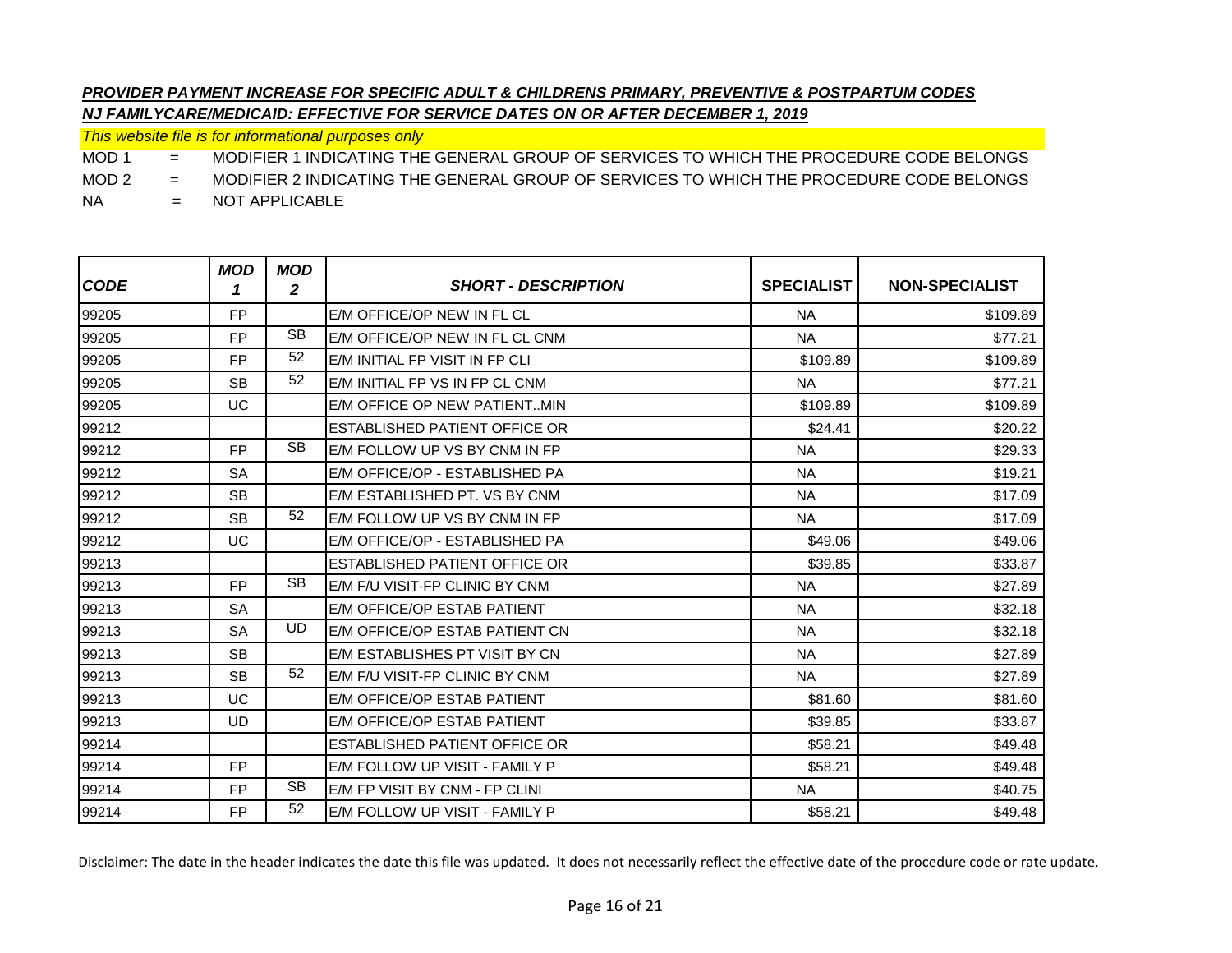***PROVIDER PAYMENT INCREASE FOR SPECIFIC ADULT & CHILDRENS PRIMARY, PREVENTIVE & POSTPARTUM CODES***

***NJ FAMILYCARE/MEDICAID: EFFECTIVE FOR SERVICE DATES ON OR AFTER DECEMBER 1, 2019***

*This website file is for informational purposes only*

MOD 1 = MODIFIER 1 INDICATING THE GENERAL GROUP OF SERVICES TO WHICH THE PROCEDURE CODE BELONGS

MOD 2 = MODIFIER 2 INDICATING THE GENERAL GROUP OF SERVICES TO WHICH THE PROCEDURE CODE BELONGS

NA = NOT APPLICABLE

| CODE | MOD 1 | MOD 2 | SHORT - DESCRIPTION | SPECIALIST | NON-SPECIALIST |
|---|---|---|---|---|---|
| 99205 | FP | | E/M OFFICE/OP NEW IN FL CL | NA | $109.89 |
| 99205 | FP | SB | E/M OFFICE/OP NEW IN FL CL CNM | NA | $77.21 |
| 99205 | FP | 52 | E/M INITIAL FP VISIT IN FP CLI | $109.89 | $109.89 |
| 99205 | SB | 52 | E/M INITIAL FP VS IN FP CL CNM | NA | $77.21 |
| 99205 | UC | | E/M OFFICE OP NEW PATIENT..MIN | $109.89 | $109.89 |
| 99212 | | | ESTABLISHED PATIENT OFFICE OR | $24.41 | $20.22 |
| 99212 | FP | SB | E/M FOLLOW UP VS BY CNM IN FP | NA | $29.33 |
| 99212 | SA | | E/M OFFICE/OP - ESTABLISHED PA | NA | $19.21 |
| 99212 | SB | | E/M ESTABLISHED PT. VS BY CNM | NA | $17.09 |
| 99212 | SB | 52 | E/M FOLLOW UP VS BY CNM IN FP | NA | $17.09 |
| 99212 | UC | | E/M OFFICE/OP - ESTABLISHED PA | $49.06 | $49.06 |
| 99213 | | | ESTABLISHED PATIENT OFFICE OR | $39.85 | $33.87 |
| 99213 | FP | SB | E/M F/U VISIT-FP CLINIC BY CNM | NA | $27.89 |
| 99213 | SA | | E/M OFFICE/OP ESTAB PATIENT | NA | $32.18 |
| 99213 | SA | UD | E/M OFFICE/OP ESTAB PATIENT CN | NA | $32.18 |
| 99213 | SB | | E/M ESTABLISHES PT VISIT BY CN | NA | $27.89 |
| 99213 | SB | 52 | E/M F/U VISIT-FP CLINIC BY CNM | NA | $27.89 |
| 99213 | UC | | E/M OFFICE/OP ESTAB PATIENT | $81.60 | $81.60 |
| 99213 | UD | | E/M OFFICE/OP ESTAB PATIENT | $39.85 | $33.87 |
| 99214 | | | ESTABLISHED PATIENT OFFICE OR | $58.21 | $49.48 |
| 99214 | FP | | E/M FOLLOW UP VISIT - FAMILY P | $58.21 | $49.48 |
| 99214 | FP | SB | E/M FP VISIT BY CNM - FP CLINI | NA | $40.75 |
| 99214 | FP | 52 | E/M FOLLOW UP VISIT - FAMILY P | $58.21 | $49.48 |

Disclaimer: The date in the header indicates the date this file was updated. It does not necessarily reflect the effective date of the procedure code or rate update.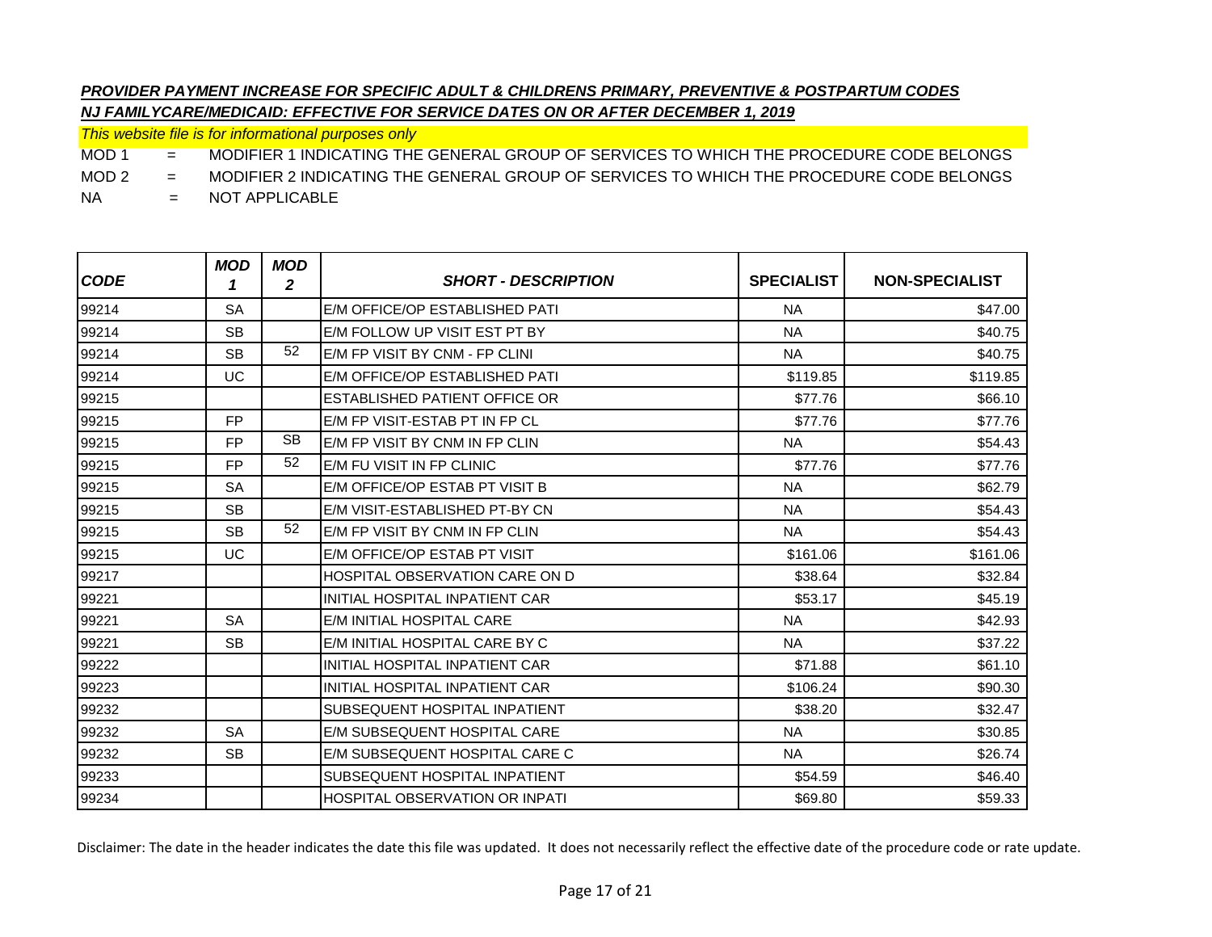***PROVIDER PAYMENT INCREASE FOR SPECIFIC ADULT & CHILDRENS PRIMARY, PREVENTIVE & POSTPARTUM CODES***

***NJ FAMILYCARE/MEDICAID: EFFECTIVE FOR SERVICE DATES ON OR AFTER DECEMBER 1, 2019***

*This website file is for informational purposes only*

MOD 1 = MODIFIER 1 INDICATING THE GENERAL GROUP OF SERVICES TO WHICH THE PROCEDURE CODE BELONGS

MOD 2 = MODIFIER 2 INDICATING THE GENERAL GROUP OF SERVICES TO WHICH THE PROCEDURE CODE BELONGS

NA = NOT APPLICABLE

| CODE | MOD 1 | MOD 2 | SHORT - DESCRIPTION | SPECIALIST | NON-SPECIALIST |
|---|---|---|---|---|---|
| 99214 | SA | | E/M OFFICE/OP ESTABLISHED PATI | NA | $47.00 |
| 99214 | SB | | E/M FOLLOW UP VISIT EST PT BY | NA | $40.75 |
| 99214 | SB | 52 | E/M FP VISIT BY CNM - FP CLINI | NA | $40.75 |
| 99214 | UC | | E/M OFFICE/OP ESTABLISHED PATI | $119.85 | $119.85 |
| 99215 | | | ESTABLISHED PATIENT OFFICE OR | $77.76 | $66.10 |
| 99215 | FP | | E/M FP VISIT-ESTAB PT IN FP CL | $77.76 | $77.76 |
| 99215 | FP | SB | E/M FP VISIT BY CNM IN FP CLIN | NA | $54.43 |
| 99215 | FP | 52 | E/M FU VISIT IN FP CLINIC | $77.76 | $77.76 |
| 99215 | SA | | E/M OFFICE/OP ESTAB PT VISIT B | NA | $62.79 |
| 99215 | SB | | E/M VISIT-ESTABLISHED PT-BY CN | NA | $54.43 |
| 99215 | SB | 52 | E/M FP VISIT BY CNM IN FP CLIN | NA | $54.43 |
| 99215 | UC | | E/M OFFICE/OP ESTAB PT VISIT | $161.06 | $161.06 |
| 99217 | | | HOSPITAL OBSERVATION CARE ON D | $38.64 | $32.84 |
| 99221 | | | INITIAL HOSPITAL INPATIENT CAR | $53.17 | $45.19 |
| 99221 | SA | | E/M INITIAL HOSPITAL CARE | NA | $42.93 |
| 99221 | SB | | E/M INITIAL HOSPITAL CARE BY C | NA | $37.22 |
| 99222 | | | INITIAL HOSPITAL INPATIENT CAR | $71.88 | $61.10 |
| 99223 | | | INITIAL HOSPITAL INPATIENT CAR | $106.24 | $90.30 |
| 99232 | | | SUBSEQUENT HOSPITAL INPATIENT | $38.20 | $32.47 |
| 99232 | SA | | E/M SUBSEQUENT HOSPITAL CARE | NA | $30.85 |
| 99232 | SB | | E/M SUBSEQUENT HOSPITAL CARE C | NA | $26.74 |
| 99233 | | | SUBSEQUENT HOSPITAL INPATIENT | $54.59 | $46.40 |
| 99234 | | | HOSPITAL OBSERVATION OR INPATI | $69.80 | $59.33 |

Disclaimer: The date in the header indicates the date this file was updated. It does not necessarily reflect the effective date of the procedure code or rate update.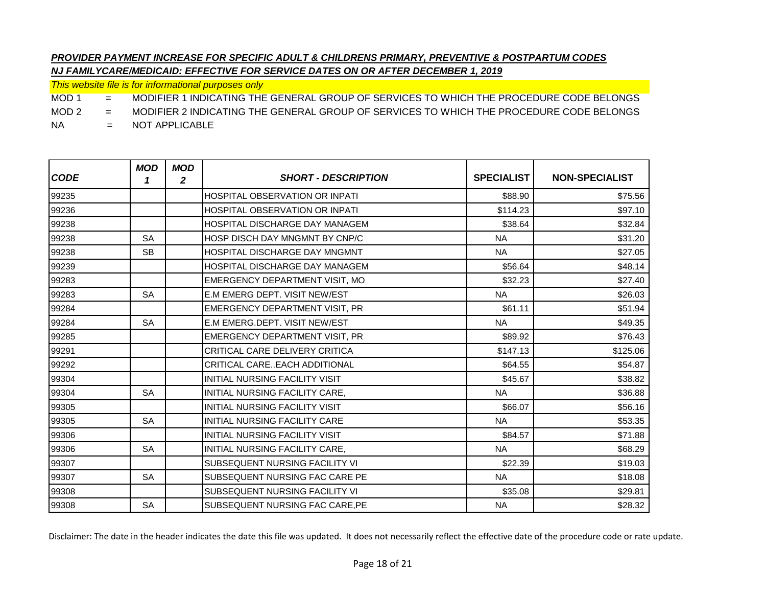***PROVIDER PAYMENT INCREASE FOR SPECIFIC ADULT & CHILDRENS PRIMARY, PREVENTIVE & POSTPARTUM CODES***

***NJ FAMILYCARE/MEDICAID: EFFECTIVE FOR SERVICE DATES ON OR AFTER DECEMBER 1, 2019***

*This website file is for informational purposes only*

MOD 1 = MODIFIER 1 INDICATING THE GENERAL GROUP OF SERVICES TO WHICH THE PROCEDURE CODE BELONGS

MOD 2 = MODIFIER 2 INDICATING THE GENERAL GROUP OF SERVICES TO WHICH THE PROCEDURE CODE BELONGS

NA = NOT APPLICABLE

| *CODE* | *MOD 1* | *MOD 2* | *SHORT - DESCRIPTION* | SPECIALIST | NON-SPECIALIST |
|---|---|---|---|---|---|
| 99235 | | | HOSPITAL OBSERVATION OR INPATI | $88.90 | $75.56 |
| 99236 | | | HOSPITAL OBSERVATION OR INPATI | $114.23 | $97.10 |
| 99238 | | | HOSPITAL DISCHARGE DAY MANAGEM | $38.64 | $32.84 |
| 99238 | SA | | HOSP DISCH DAY MNGMNT BY CNP/C | NA | $31.20 |
| 99238 | SB | | HOSPITAL DISCHARGE DAY MNGMNT | NA | $27.05 |
| 99239 | | | HOSPITAL DISCHARGE DAY MANAGEM | $56.64 | $48.14 |
| 99283 | | | EMERGENCY DEPARTMENT VISIT, MO | $32.23 | $27.40 |
| 99283 | SA | | E.M EMERG DEPT. VISIT NEW/EST | NA | $26.03 |
| 99284 | | | EMERGENCY DEPARTMENT VISIT, PR | $61.11 | $51.94 |
| 99284 | SA | | E.M EMERG.DEPT. VISIT NEW/EST | NA | $49.35 |
| 99285 | | | EMERGENCY DEPARTMENT VISIT, PR | $89.92 | $76.43 |
| 99291 | | | CRITICAL CARE DELIVERY CRITICA | $147.13 | $125.06 |
| 99292 | | | CRITICAL CARE..EACH ADDITIONAL | $64.55 | $54.87 |
| 99304 | | | INITIAL NURSING FACILITY VISIT | $45.67 | $38.82 |
| 99304 | SA | | INITIAL NURSING FACILITY CARE, | NA | $36.88 |
| 99305 | | | INITIAL NURSING FACILITY VISIT | $66.07 | $56.16 |
| 99305 | SA | | INITIAL NURSING FACILITY CARE | NA | $53.35 |
| 99306 | | | INITIAL NURSING FACILITY VISIT | $84.57 | $71.88 |
| 99306 | SA | | INITIAL NURSING FACILITY CARE, | NA | $68.29 |
| 99307 | | | SUBSEQUENT NURSING FACILITY VI | $22.39 | $19.03 |
| 99307 | SA | | SUBSEQUENT NURSING FAC CARE PE | NA | $18.08 |
| 99308 | | | SUBSEQUENT NURSING FACILITY VI | $35.08 | $29.81 |
| 99308 | SA | | SUBSEQUENT NURSING FAC CARE,PE | NA | $28.32 |

Disclaimer: The date in the header indicates the date this file was updated. It does not necessarily reflect the effective date of the procedure code or rate update.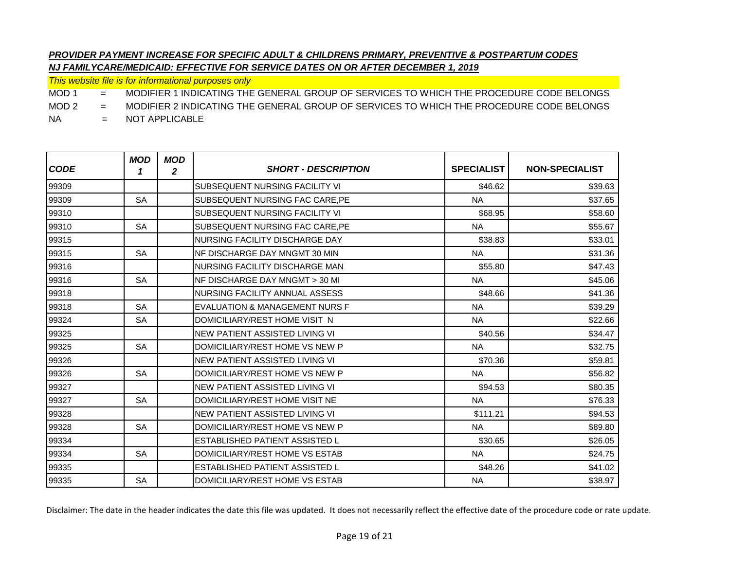***PROVIDER PAYMENT INCREASE FOR SPECIFIC ADULT & CHILDRENS PRIMARY, PREVENTIVE & POSTPARTUM CODES***

***NJ FAMILYCARE/MEDICAID: EFFECTIVE FOR SERVICE DATES ON OR AFTER DECEMBER 1, 2019***

*This website file is for informational purposes only*

MOD 1 = MODIFIER 1 INDICATING THE GENERAL GROUP OF SERVICES TO WHICH THE PROCEDURE CODE BELONGS

MOD 2 = MODIFIER 2 INDICATING THE GENERAL GROUP OF SERVICES TO WHICH THE PROCEDURE CODE BELONGS

NA = NOT APPLICABLE

| CODE | MOD 1 | MOD 2 | SHORT - DESCRIPTION | SPECIALIST | NON-SPECIALIST |
|---|---|---|---|---|---|
| 99309 | | | SUBSEQUENT NURSING FACILITY VI | $46.62 | $39.63 |
| 99309 | SA | | SUBSEQUENT NURSING FAC CARE,PE | NA | $37.65 |
| 99310 | | | SUBSEQUENT NURSING FACILITY VI | $68.95 | $58.60 |
| 99310 | SA | | SUBSEQUENT NURSING FAC CARE,PE | NA | $55.67 |
| 99315 | | | NURSING FACILITY DISCHARGE DAY | $38.83 | $33.01 |
| 99315 | SA | | NF DISCHARGE DAY MNGMT 30 MIN | NA | $31.36 |
| 99316 | | | NURSING FACILITY DISCHARGE MAN | $55.80 | $47.43 |
| 99316 | SA | | NF DISCHARGE DAY MNGMT > 30 MI | NA | $45.06 |
| 99318 | | | NURSING FACILITY ANNUAL ASSESS | $48.66 | $41.36 |
| 99318 | SA | | EVALUATION & MANAGEMENT NURS F | NA | $39.29 |
| 99324 | SA | | DOMICILIARY/REST HOME VISIT N | NA | $22.66 |
| 99325 | | | NEW PATIENT ASSISTED LIVING VI | $40.56 | $34.47 |
| 99325 | SA | | DOMICILIARY/REST HOME VS NEW P | NA | $32.75 |
| 99326 | | | NEW PATIENT ASSISTED LIVING VI | $70.36 | $59.81 |
| 99326 | SA | | DOMICILIARY/REST HOME VS NEW P | NA | $56.82 |
| 99327 | | | NEW PATIENT ASSISTED LIVING VI | $94.53 | $80.35 |
| 99327 | SA | | DOMICILIARY/REST HOME VISIT NE | NA | $76.33 |
| 99328 | | | NEW PATIENT ASSISTED LIVING VI | $111.21 | $94.53 |
| 99328 | SA | | DOMICILIARY/REST HOME VS NEW P | NA | $89.80 |
| 99334 | | | ESTABLISHED PATIENT ASSISTED L | $30.65 | $26.05 |
| 99334 | SA | | DOMICILIARY/REST HOME VS ESTAB | NA | $24.75 |
| 99335 | | | ESTABLISHED PATIENT ASSISTED L | $48.26 | $41.02 |
| 99335 | SA | | DOMICILIARY/REST HOME VS ESTAB | NA | $38.97 |

Disclaimer: The date in the header indicates the date this file was updated. It does not necessarily reflect the effective date of the procedure code or rate update.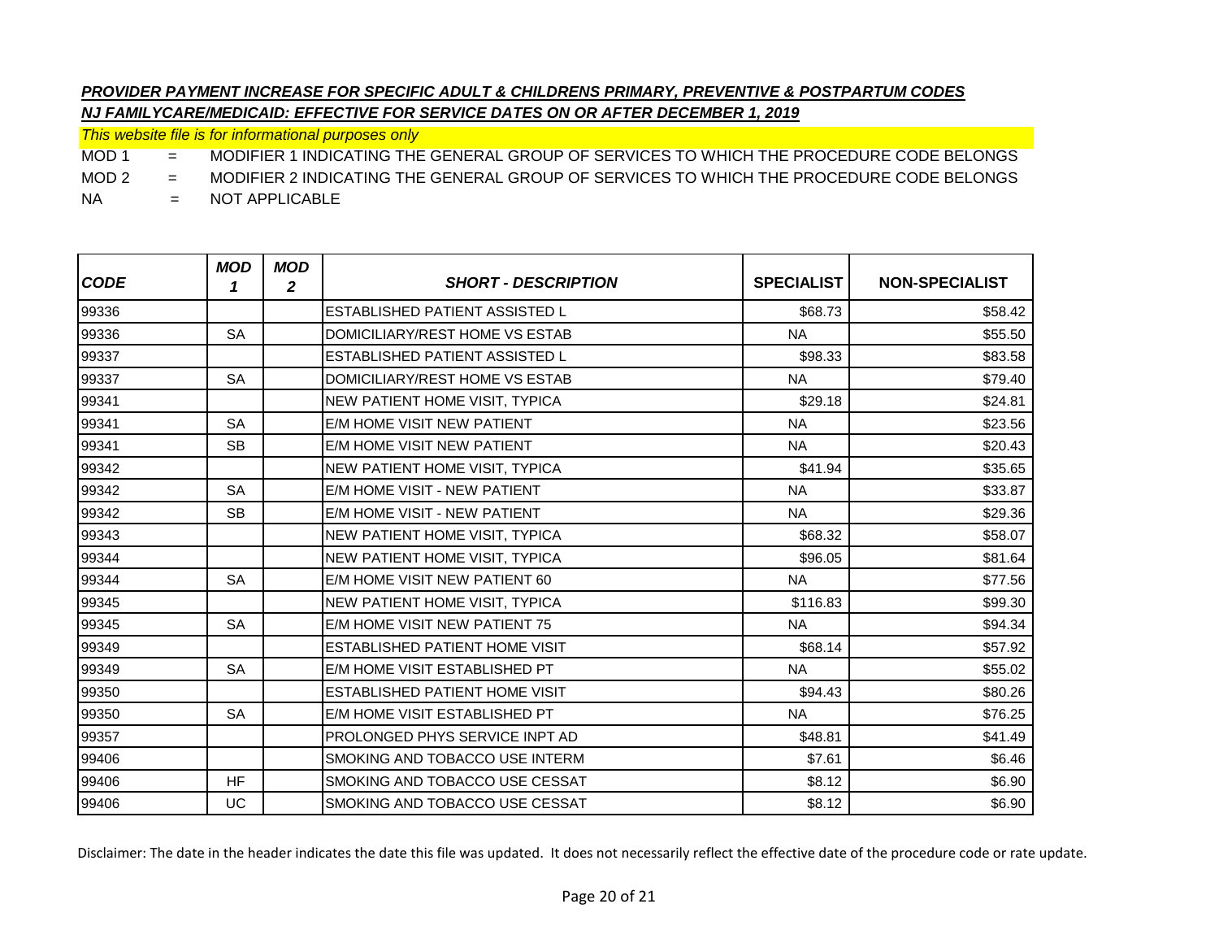***PROVIDER PAYMENT INCREASE FOR SPECIFIC ADULT & CHILDRENS PRIMARY, PREVENTIVE & POSTPARTUM CODES***

***NJ FAMILYCARE/MEDICAID: EFFECTIVE FOR SERVICE DATES ON OR AFTER DECEMBER 1, 2019***

*This website file is for informational purposes only*

MOD 1 = MODIFIER 1 INDICATING THE GENERAL GROUP OF SERVICES TO WHICH THE PROCEDURE CODE BELONGS

MOD 2 = MODIFIER 2 INDICATING THE GENERAL GROUP OF SERVICES TO WHICH THE PROCEDURE CODE BELONGS

NA = NOT APPLICABLE

| ***CODE*** | ***MOD 1*** | ***MOD 2*** | ***SHORT - DESCRIPTION*** | **SPECIALIST** | **NON-SPECIALIST** |
|---|---|---|---|---|---|
| 99336 | | | ESTABLISHED PATIENT ASSISTED L | $68.73 | $58.42 |
| 99336 | SA | | DOMICILIARY/REST HOME VS ESTAB | NA | $55.50 |
| 99337 | | | ESTABLISHED PATIENT ASSISTED L | $98.33 | $83.58 |
| 99337 | SA | | DOMICILIARY/REST HOME VS ESTAB | NA | $79.40 |
| 99341 | | | NEW PATIENT HOME VISIT, TYPICA | $29.18 | $24.81 |
| 99341 | SA | | E/M HOME VISIT NEW PATIENT | NA | $23.56 |
| 99341 | SB | | E/M HOME VISIT NEW PATIENT | NA | $20.43 |
| 99342 | | | NEW PATIENT HOME VISIT, TYPICA | $41.94 | $35.65 |
| 99342 | SA | | E/M HOME VISIT - NEW PATIENT | NA | $33.87 |
| 99342 | SB | | E/M HOME VISIT - NEW PATIENT | NA | $29.36 |
| 99343 | | | NEW PATIENT HOME VISIT, TYPICA | $68.32 | $58.07 |
| 99344 | | | NEW PATIENT HOME VISIT, TYPICA | $96.05 | $81.64 |
| 99344 | SA | | E/M HOME VISIT NEW PATIENT 60 | NA | $77.56 |
| 99345 | | | NEW PATIENT HOME VISIT, TYPICA | $116.83 | $99.30 |
| 99345 | SA | | E/M HOME VISIT NEW PATIENT 75 | NA | $94.34 |
| 99349 | | | ESTABLISHED PATIENT HOME VISIT | $68.14 | $57.92 |
| 99349 | SA | | E/M HOME VISIT ESTABLISHED PT | NA | $55.02 |
| 99350 | | | ESTABLISHED PATIENT HOME VISIT | $94.43 | $80.26 |
| 99350 | SA | | E/M HOME VISIT ESTABLISHED PT | NA | $76.25 |
| 99357 | | | PROLONGED PHYS SERVICE INPT AD | $48.81 | $41.49 |
| 99406 | | | SMOKING AND TOBACCO USE INTERM | $7.61 | $6.46 |
| 99406 | HF | | SMOKING AND TOBACCO USE CESSAT | $8.12 | $6.90 |
| 99406 | UC | | SMOKING AND TOBACCO USE CESSAT | $8.12 | $6.90 |

Disclaimer: The date in the header indicates the date this file was updated. It does not necessarily reflect the effective date of the procedure code or rate update.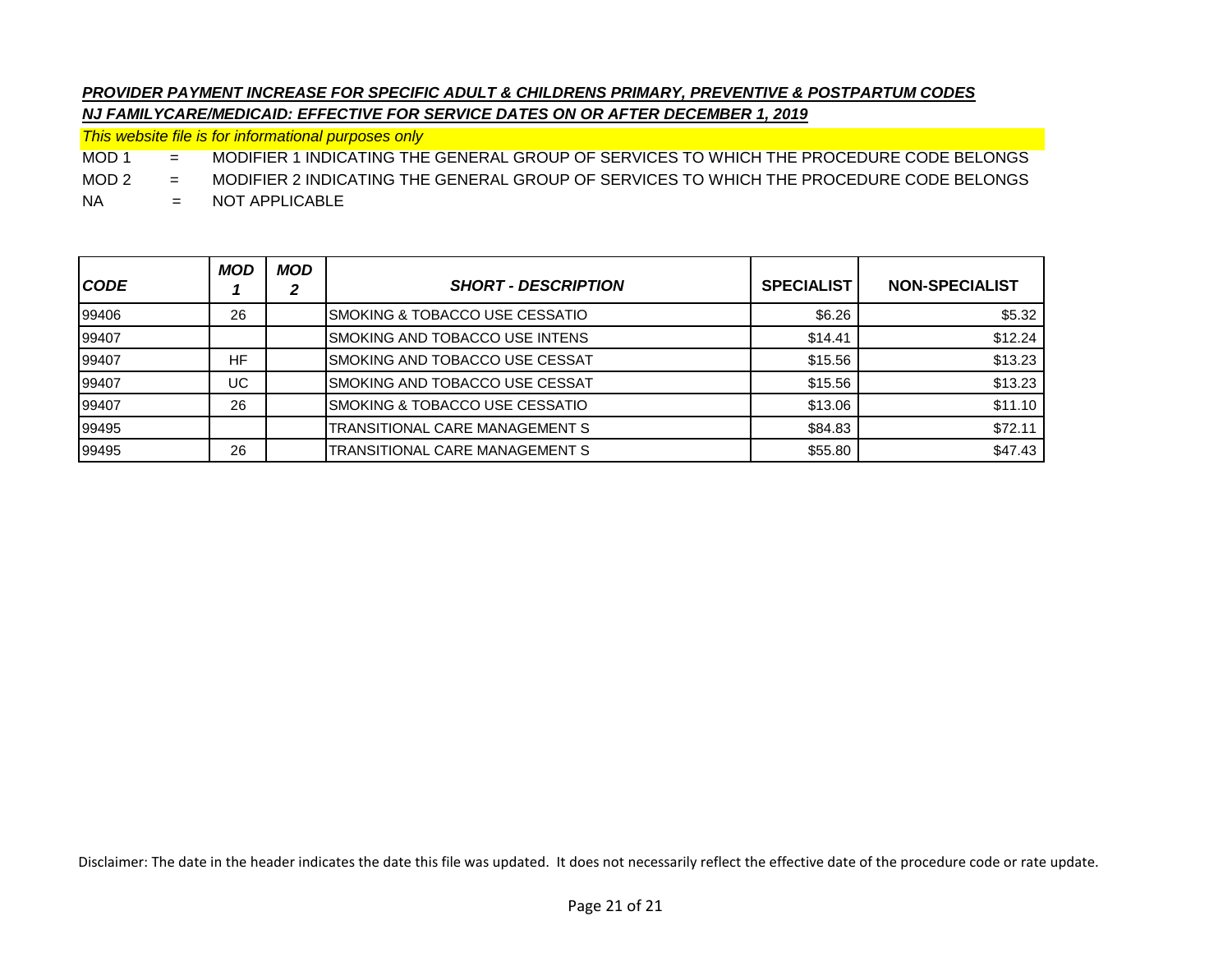***PROVIDER PAYMENT INCREASE FOR SPECIFIC ADULT & CHILDRENS PRIMARY, PREVENTIVE & POSTPARTUM CODES***

***NJ FAMILYCARE/MEDICAID: EFFECTIVE FOR SERVICE DATES ON OR AFTER DECEMBER 1, 2019***

*This website file is for informational purposes only*

MOD 1 = MODIFIER 1 INDICATING THE GENERAL GROUP OF SERVICES TO WHICH THE PROCEDURE CODE BELONGS

MOD 2 = MODIFIER 2 INDICATING THE GENERAL GROUP OF SERVICES TO WHICH THE PROCEDURE CODE BELONGS

NA = NOT APPLICABLE

| ***CODE*** | ***MOD 1*** | ***MOD 2*** | ***SHORT - DESCRIPTION*** | **SPECIALIST** | **NON-SPECIALIST** |
|---|---|---|---|---|---|
| 99406 | 26 | | SMOKING & TOBACCO USE CESSATIO | $6.26 | $5.32 |
| 99407 | | | SMOKING AND TOBACCO USE INTENS | $14.41 | $12.24 |
| 99407 | HF | | SMOKING AND TOBACCO USE CESSAT | $15.56 | $13.23 |
| 99407 | UC | | SMOKING AND TOBACCO USE CESSAT | $15.56 | $13.23 |
| 99407 | 26 | | SMOKING & TOBACCO USE CESSATIO | $13.06 | $11.10 |
| 99495 | | | TRANSITIONAL CARE MANAGEMENT S | $84.83 | $72.11 |
| 99495 | 26 | | TRANSITIONAL CARE MANAGEMENT S | $55.80 | $47.43 |

Disclaimer: The date in the header indicates the date this file was updated. It does not necessarily reflect the effective date of the procedure code or rate update.